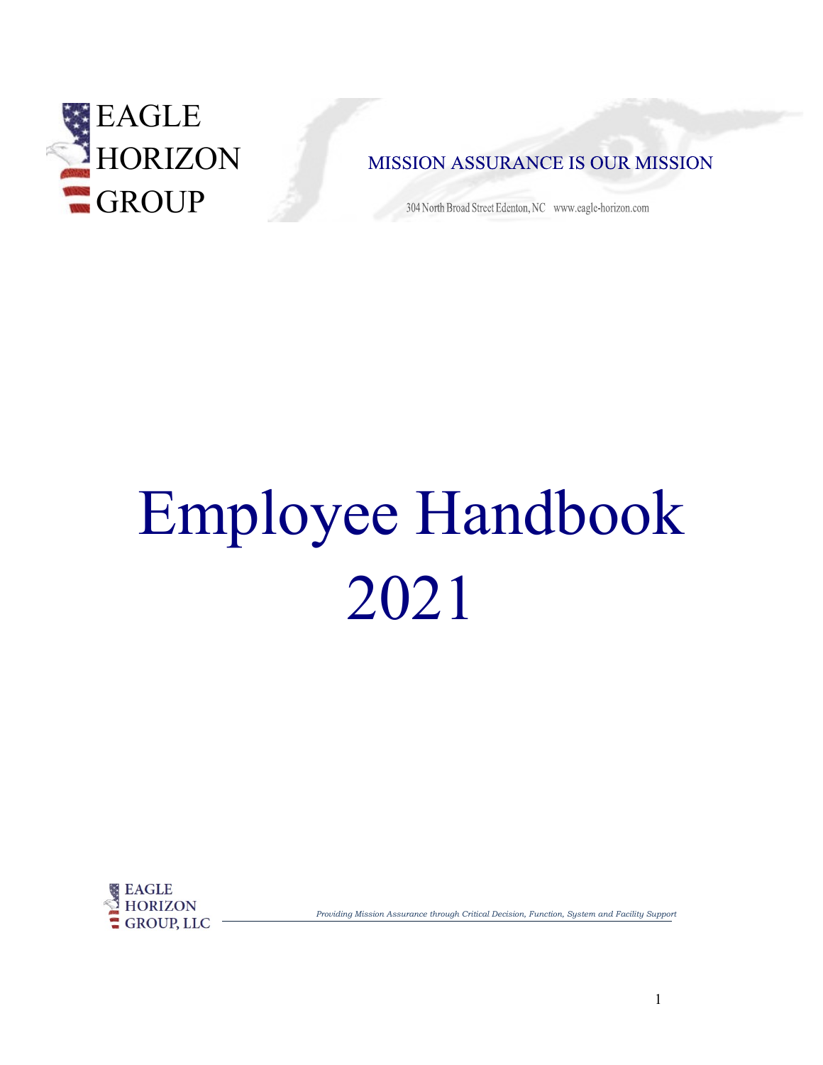EAGLE
HORIZON
GROUP

MISSION ASSURANCE IS OUR MISSION

304 North Broad Street Edenton, NC www.eagle-horizon.com

# Employee Handbook 2021

EAGLE
HORIZON
GROUP, LLC

*Providing Mission Assurance through Critical Decision, Function, System and Facility Support*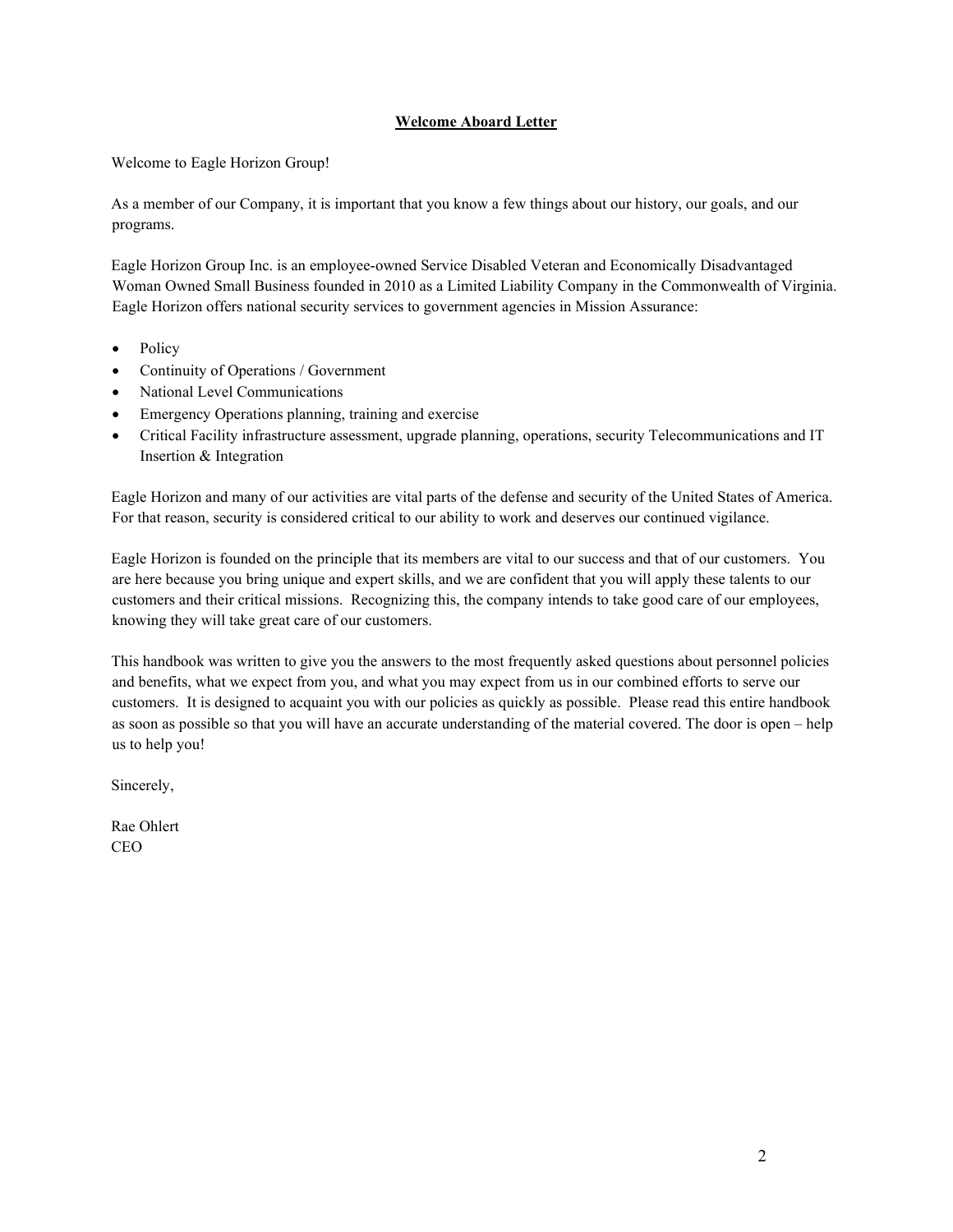## Welcome Aboard Letter

Welcome to Eagle Horizon Group!

As a member of our Company, it is important that you know a few things about our history, our goals, and our programs.

Eagle Horizon Group Inc. is an employee-owned Service Disabled Veteran and Economically Disadvantaged Woman Owned Small Business founded in 2010 as a Limited Liability Company in the Commonwealth of Virginia. Eagle Horizon offers national security services to government agencies in Mission Assurance:

- Policy
- Continuity of Operations / Government
- National Level Communications
- Emergency Operations planning, training and exercise
- Critical Facility infrastructure assessment, upgrade planning, operations, security Telecommunications and IT Insertion & Integration

Eagle Horizon and many of our activities are vital parts of the defense and security of the United States of America. For that reason, security is considered critical to our ability to work and deserves our continued vigilance.

Eagle Horizon is founded on the principle that its members are vital to our success and that of our customers. You are here because you bring unique and expert skills, and we are confident that you will apply these talents to our customers and their critical missions. Recognizing this, the company intends to take good care of our employees, knowing they will take great care of our customers.

This handbook was written to give you the answers to the most frequently asked questions about personnel policies and benefits, what we expect from you, and what you may expect from us in our combined efforts to serve our customers. It is designed to acquaint you with our policies as quickly as possible. Please read this entire handbook as soon as possible so that you will have an accurate understanding of the material covered. The door is open – help us to help you!

Sincerely,

Rae Ohlert
CEO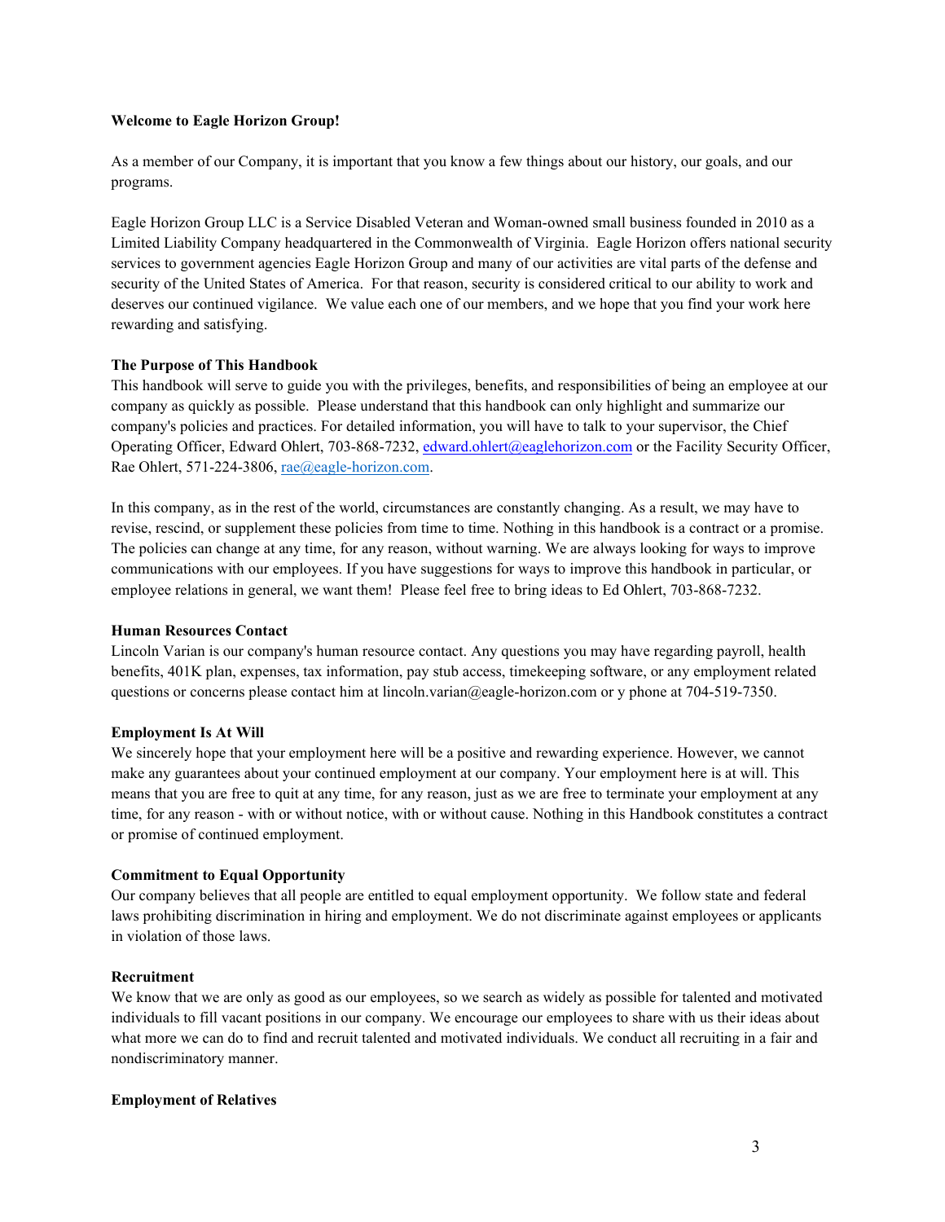**Welcome to Eagle Horizon Group!**

As a member of our Company, it is important that you know a few things about our history, our goals, and our programs.

Eagle Horizon Group LLC is a Service Disabled Veteran and Woman-owned small business founded in 2010 as a Limited Liability Company headquartered in the Commonwealth of Virginia. Eagle Horizon offers national security services to government agencies Eagle Horizon Group and many of our activities are vital parts of the defense and security of the United States of America. For that reason, security is considered critical to our ability to work and deserves our continued vigilance. We value each one of our members, and we hope that you find your work here rewarding and satisfying.

**The Purpose of This Handbook**

This handbook will serve to guide you with the privileges, benefits, and responsibilities of being an employee at our company as quickly as possible. Please understand that this handbook can only highlight and summarize our company's policies and practices. For detailed information, you will have to talk to your supervisor, the Chief Operating Officer, Edward Ohlert, 703-868-7232, edward.ohlert@eaglehorizon.com or the Facility Security Officer, Rae Ohlert, 571-224-3806, rae@eagle-horizon.com.

In this company, as in the rest of the world, circumstances are constantly changing. As a result, we may have to revise, rescind, or supplement these policies from time to time. Nothing in this handbook is a contract or a promise. The policies can change at any time, for any reason, without warning. We are always looking for ways to improve communications with our employees. If you have suggestions for ways to improve this handbook in particular, or employee relations in general, we want them! Please feel free to bring ideas to Ed Ohlert, 703-868-7232.

**Human Resources Contact**

Lincoln Varian is our company's human resource contact. Any questions you may have regarding payroll, health benefits, 401K plan, expenses, tax information, pay stub access, timekeeping software, or any employment related questions or concerns please contact him at lincoln.varian@eagle-horizon.com or y phone at 704-519-7350.

**Employment Is At Will**

We sincerely hope that your employment here will be a positive and rewarding experience. However, we cannot make any guarantees about your continued employment at our company. Your employment here is at will. This means that you are free to quit at any time, for any reason, just as we are free to terminate your employment at any time, for any reason - with or without notice, with or without cause. Nothing in this Handbook constitutes a contract or promise of continued employment.

**Commitment to Equal Opportunity**

Our company believes that all people are entitled to equal employment opportunity. We follow state and federal laws prohibiting discrimination in hiring and employment. We do not discriminate against employees or applicants in violation of those laws.

**Recruitment**

We know that we are only as good as our employees, so we search as widely as possible for talented and motivated individuals to fill vacant positions in our company. We encourage our employees to share with us their ideas about what more we can do to find and recruit talented and motivated individuals. We conduct all recruiting in a fair and nondiscriminatory manner.

**Employment of Relatives**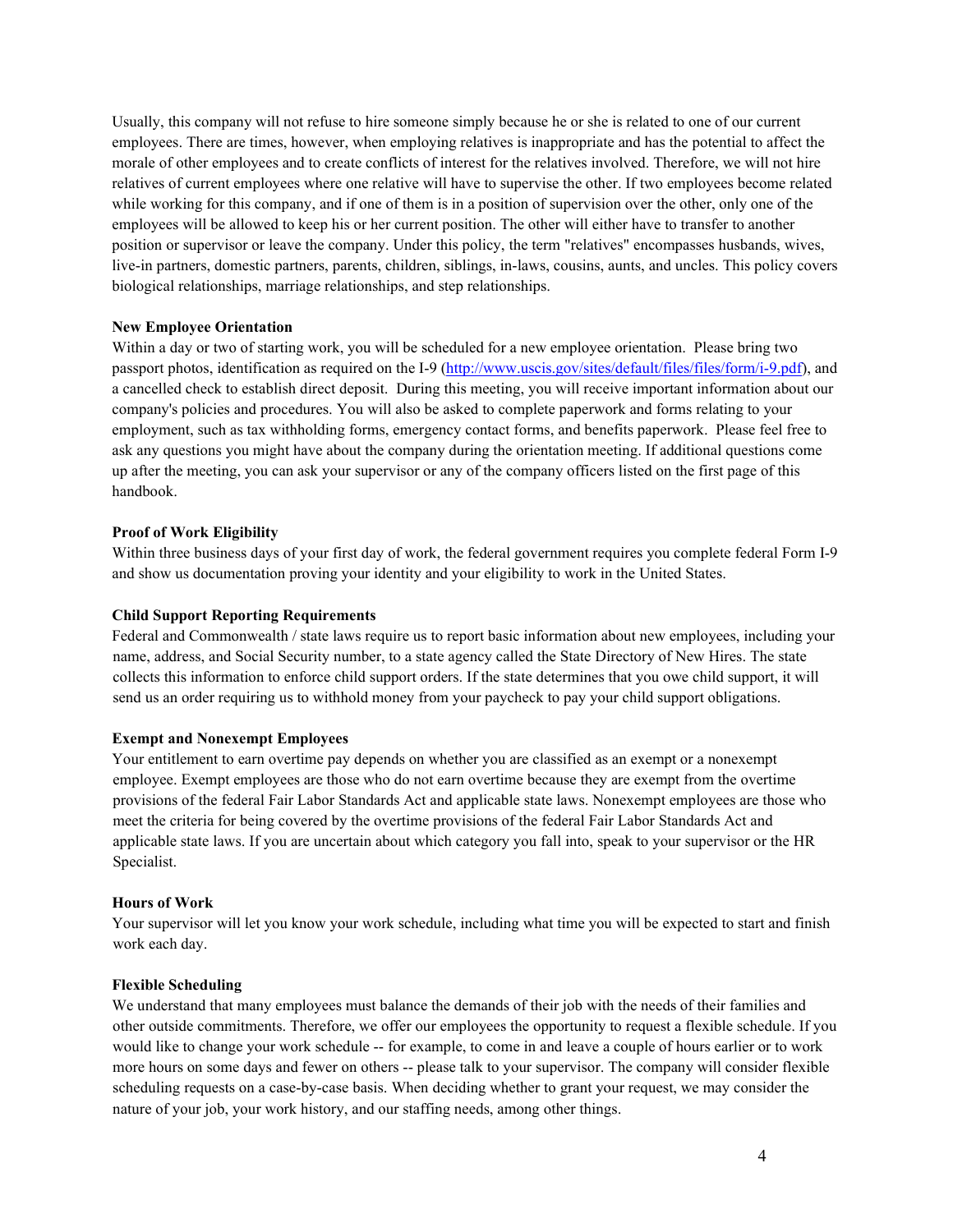Usually, this company will not refuse to hire someone simply because he or she is related to one of our current employees. There are times, however, when employing relatives is inappropriate and has the potential to affect the morale of other employees and to create conflicts of interest for the relatives involved. Therefore, we will not hire relatives of current employees where one relative will have to supervise the other. If two employees become related while working for this company, and if one of them is in a position of supervision over the other, only one of the employees will be allowed to keep his or her current position. The other will either have to transfer to another position or supervisor or leave the company. Under this policy, the term "relatives" encompasses husbands, wives, live-in partners, domestic partners, parents, children, siblings, in-laws, cousins, aunts, and uncles. This policy covers biological relationships, marriage relationships, and step relationships.

**New Employee Orientation**

Within a day or two of starting work, you will be scheduled for a new employee orientation. Please bring two passport photos, identification as required on the I-9 ([http://www.uscis.gov/sites/default/files/files/form/i-9.pdf](http://www.uscis.gov/sites/default/files/files/form/i-9.pdf)), and a cancelled check to establish direct deposit. During this meeting, you will receive important information about our company's policies and procedures. You will also be asked to complete paperwork and forms relating to your employment, such as tax withholding forms, emergency contact forms, and benefits paperwork. Please feel free to ask any questions you might have about the company during the orientation meeting. If additional questions come up after the meeting, you can ask your supervisor or any of the company officers listed on the first page of this handbook.

**Proof of Work Eligibility**

Within three business days of your first day of work, the federal government requires you complete federal Form I-9 and show us documentation proving your identity and your eligibility to work in the United States.

**Child Support Reporting Requirements**

Federal and Commonwealth / state laws require us to report basic information about new employees, including your name, address, and Social Security number, to a state agency called the State Directory of New Hires. The state collects this information to enforce child support orders. If the state determines that you owe child support, it will send us an order requiring us to withhold money from your paycheck to pay your child support obligations.

**Exempt and Nonexempt Employees**

Your entitlement to earn overtime pay depends on whether you are classified as an exempt or a nonexempt employee. Exempt employees are those who do not earn overtime because they are exempt from the overtime provisions of the federal Fair Labor Standards Act and applicable state laws. Nonexempt employees are those who meet the criteria for being covered by the overtime provisions of the federal Fair Labor Standards Act and applicable state laws. If you are uncertain about which category you fall into, speak to your supervisor or the HR Specialist.

**Hours of Work**

Your supervisor will let you know your work schedule, including what time you will be expected to start and finish work each day.

**Flexible Scheduling**

We understand that many employees must balance the demands of their job with the needs of their families and other outside commitments. Therefore, we offer our employees the opportunity to request a flexible schedule. If you would like to change your work schedule -- for example, to come in and leave a couple of hours earlier or to work more hours on some days and fewer on others -- please talk to your supervisor. The company will consider flexible scheduling requests on a case-by-case basis. When deciding whether to grant your request, we may consider the nature of your job, your work history, and our staffing needs, among other things.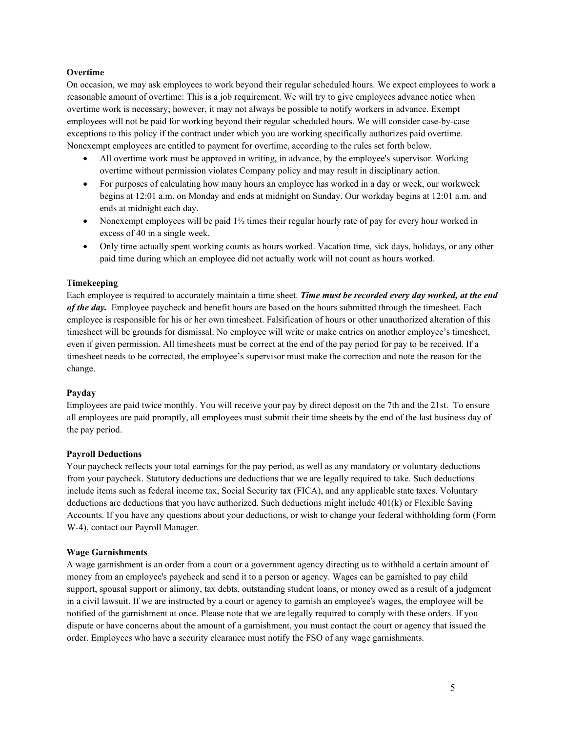**Overtime**

On occasion, we may ask employees to work beyond their regular scheduled hours. We expect employees to work a reasonable amount of overtime: This is a job requirement. We will try to give employees advance notice when overtime work is necessary; however, it may not always be possible to notify workers in advance. Exempt employees will not be paid for working beyond their regular scheduled hours. We will consider case-by-case exceptions to this policy if the contract under which you are working specifically authorizes paid overtime. Nonexempt employees are entitled to payment for overtime, according to the rules set forth below.

- All overtime work must be approved in writing, in advance, by the employee's supervisor. Working overtime without permission violates Company policy and may result in disciplinary action.
- For purposes of calculating how many hours an employee has worked in a day or week, our workweek begins at 12:01 a.m. on Monday and ends at midnight on Sunday. Our workday begins at 12:01 a.m. and ends at midnight each day.
- Nonexempt employees will be paid 1½ times their regular hourly rate of pay for every hour worked in excess of 40 in a single week.
- Only time actually spent working counts as hours worked. Vacation time, sick days, holidays, or any other paid time during which an employee did not actually work will not count as hours worked.

**Timekeeping**

Each employee is required to accurately maintain a time sheet. ***Time must be recorded every day worked, at the end of the day.*** Employee paycheck and benefit hours are based on the hours submitted through the timesheet. Each employee is responsible for his or her own timesheet. Falsification of hours or other unauthorized alteration of this timesheet will be grounds for dismissal. No employee will write or make entries on another employee's timesheet, even if given permission. All timesheets must be correct at the end of the pay period for pay to be received. If a timesheet needs to be corrected, the employee's supervisor must make the correction and note the reason for the change.

**Payday**

Employees are paid twice monthly. You will receive your pay by direct deposit on the 7th and the 21st. To ensure all employees are paid promptly, all employees must submit their time sheets by the end of the last business day of the pay period.

**Payroll Deductions**

Your paycheck reflects your total earnings for the pay period, as well as any mandatory or voluntary deductions from your paycheck. Statutory deductions are deductions that we are legally required to take. Such deductions include items such as federal income tax, Social Security tax (FICA), and any applicable state taxes. Voluntary deductions are deductions that you have authorized. Such deductions might include 401(k) or Flexible Saving Accounts. If you have any questions about your deductions, or wish to change your federal withholding form (Form W-4), contact our Payroll Manager.

**Wage Garnishments**

A wage garnishment is an order from a court or a government agency directing us to withhold a certain amount of money from an employee's paycheck and send it to a person or agency. Wages can be garnished to pay child support, spousal support or alimony, tax debts, outstanding student loans, or money owed as a result of a judgment in a civil lawsuit. If we are instructed by a court or agency to garnish an employee's wages, the employee will be notified of the garnishment at once. Please note that we are legally required to comply with these orders. If you dispute or have concerns about the amount of a garnishment, you must contact the court or agency that issued the order. Employees who have a security clearance must notify the FSO of any wage garnishments.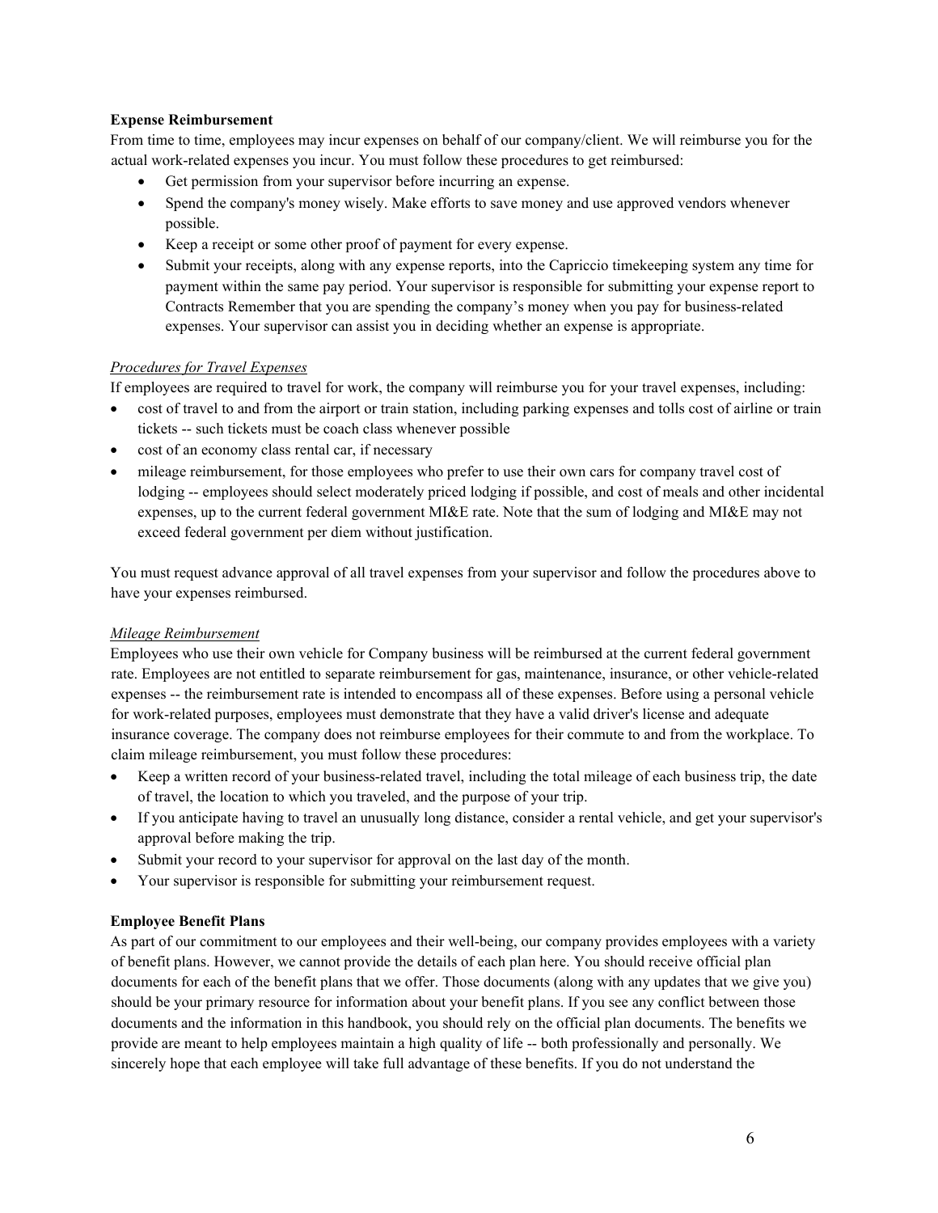**Expense Reimbursement**

From time to time, employees may incur expenses on behalf of our company/client. We will reimburse you for the actual work-related expenses you incur. You must follow these procedures to get reimbursed:

- Get permission from your supervisor before incurring an expense.
- Spend the company's money wisely. Make efforts to save money and use approved vendors whenever possible.
- Keep a receipt or some other proof of payment for every expense.
- Submit your receipts, along with any expense reports, into the Capriccio timekeeping system any time for payment within the same pay period. Your supervisor is responsible for submitting your expense report to Contracts Remember that you are spending the company's money when you pay for business-related expenses. Your supervisor can assist you in deciding whether an expense is appropriate.

*Procedures for Travel Expenses*

If employees are required to travel for work, the company will reimburse you for your travel expenses, including:

- cost of travel to and from the airport or train station, including parking expenses and tolls cost of airline or train tickets -- such tickets must be coach class whenever possible
- cost of an economy class rental car, if necessary
- mileage reimbursement, for those employees who prefer to use their own cars for company travel cost of lodging -- employees should select moderately priced lodging if possible, and cost of meals and other incidental expenses, up to the current federal government MI&E rate. Note that the sum of lodging and MI&E may not exceed federal government per diem without justification.

You must request advance approval of all travel expenses from your supervisor and follow the procedures above to have your expenses reimbursed.

*Mileage Reimbursement*

Employees who use their own vehicle for Company business will be reimbursed at the current federal government rate. Employees are not entitled to separate reimbursement for gas, maintenance, insurance, or other vehicle-related expenses -- the reimbursement rate is intended to encompass all of these expenses. Before using a personal vehicle for work-related purposes, employees must demonstrate that they have a valid driver's license and adequate insurance coverage. The company does not reimburse employees for their commute to and from the workplace. To claim mileage reimbursement, you must follow these procedures:

- Keep a written record of your business-related travel, including the total mileage of each business trip, the date of travel, the location to which you traveled, and the purpose of your trip.
- If you anticipate having to travel an unusually long distance, consider a rental vehicle, and get your supervisor's approval before making the trip.
- Submit your record to your supervisor for approval on the last day of the month.
- Your supervisor is responsible for submitting your reimbursement request.

**Employee Benefit Plans**

As part of our commitment to our employees and their well-being, our company provides employees with a variety of benefit plans. However, we cannot provide the details of each plan here. You should receive official plan documents for each of the benefit plans that we offer. Those documents (along with any updates that we give you) should be your primary resource for information about your benefit plans. If you see any conflict between those documents and the information in this handbook, you should rely on the official plan documents. The benefits we provide are meant to help employees maintain a high quality of life -- both professionally and personally. We sincerely hope that each employee will take full advantage of these benefits. If you do not understand the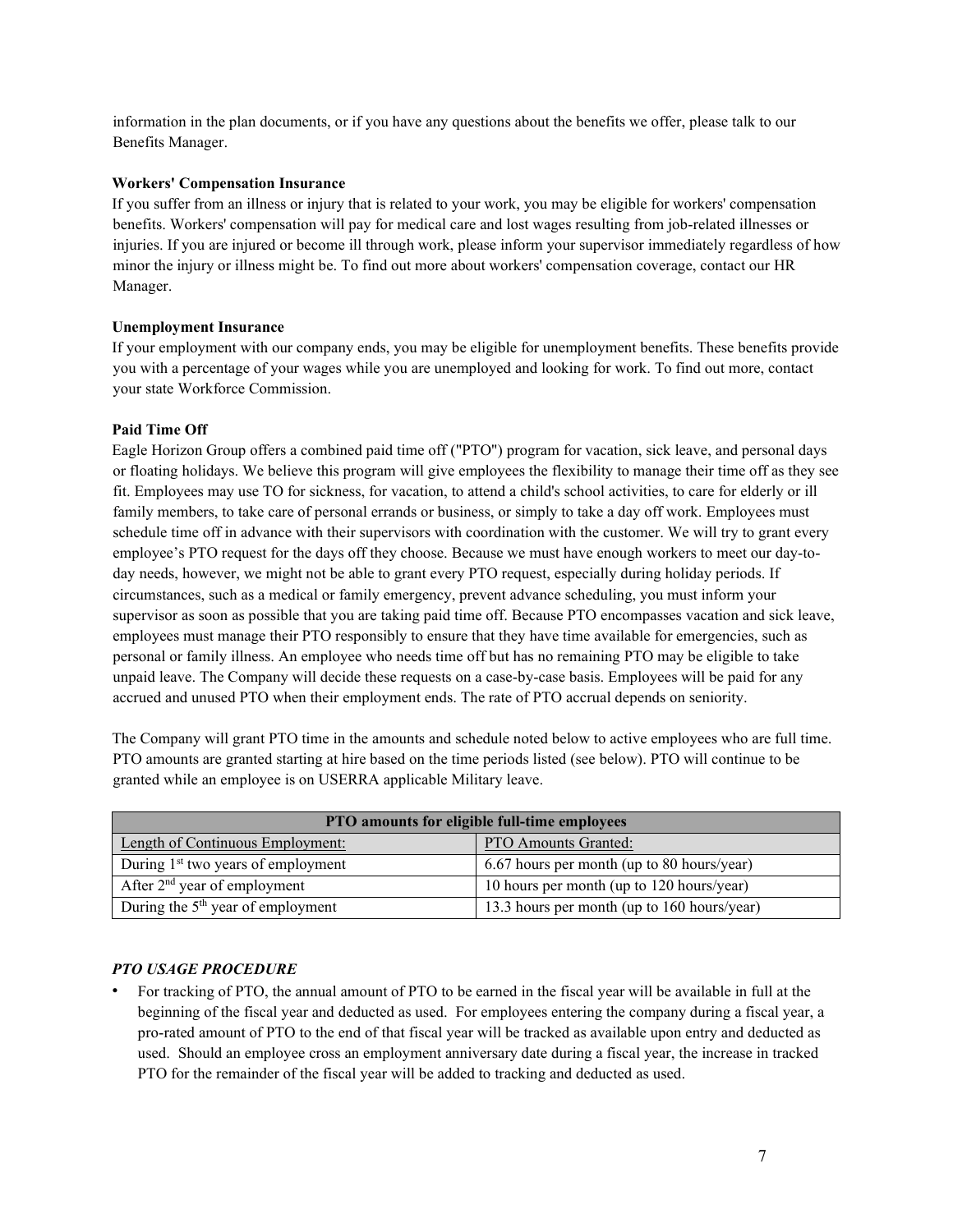information in the plan documents, or if you have any questions about the benefits we offer, please talk to our Benefits Manager.

**Workers' Compensation Insurance**

If you suffer from an illness or injury that is related to your work, you may be eligible for workers' compensation benefits. Workers' compensation will pay for medical care and lost wages resulting from job-related illnesses or injuries. If you are injured or become ill through work, please inform your supervisor immediately regardless of how minor the injury or illness might be. To find out more about workers' compensation coverage, contact our HR Manager.

**Unemployment Insurance**

If your employment with our company ends, you may be eligible for unemployment benefits. These benefits provide you with a percentage of your wages while you are unemployed and looking for work. To find out more, contact your state Workforce Commission.

**Paid Time Off**

Eagle Horizon Group offers a combined paid time off ("PTO") program for vacation, sick leave, and personal days or floating holidays. We believe this program will give employees the flexibility to manage their time off as they see fit. Employees may use TO for sickness, for vacation, to attend a child's school activities, to care for elderly or ill family members, to take care of personal errands or business, or simply to take a day off work. Employees must schedule time off in advance with their supervisors with coordination with the customer. We will try to grant every employee's PTO request for the days off they choose. Because we must have enough workers to meet our day-to-day needs, however, we might not be able to grant every PTO request, especially during holiday periods. If circumstances, such as a medical or family emergency, prevent advance scheduling, you must inform your supervisor as soon as possible that you are taking paid time off. Because PTO encompasses vacation and sick leave, employees must manage their PTO responsibly to ensure that they have time available for emergencies, such as personal or family illness. An employee who needs time off but has no remaining PTO may be eligible to take unpaid leave. The Company will decide these requests on a case-by-case basis. Employees will be paid for any accrued and unused PTO when their employment ends. The rate of PTO accrual depends on seniority.

The Company will grant PTO time in the amounts and schedule noted below to active employees who are full time. PTO amounts are granted starting at hire based on the time periods listed (see below). PTO will continue to be granted while an employee is on USERRA applicable Military leave.

| PTO amounts for eligible full-time employees | |
|---|---|
| Length of Continuous Employment: | PTO Amounts Granted: |
| During 1st two years of employment | 6.67 hours per month (up to 80 hours/year) |
| After 2nd year of employment | 10 hours per month (up to 120 hours/year) |
| During the 5th year of employment | 13.3 hours per month (up to 160 hours/year) |

***PTO USAGE PROCEDURE***

- For tracking of PTO, the annual amount of PTO to be earned in the fiscal year will be available in full at the beginning of the fiscal year and deducted as used. For employees entering the company during a fiscal year, a pro-rated amount of PTO to the end of that fiscal year will be tracked as available upon entry and deducted as used. Should an employee cross an employment anniversary date during a fiscal year, the increase in tracked PTO for the remainder of the fiscal year will be added to tracking and deducted as used.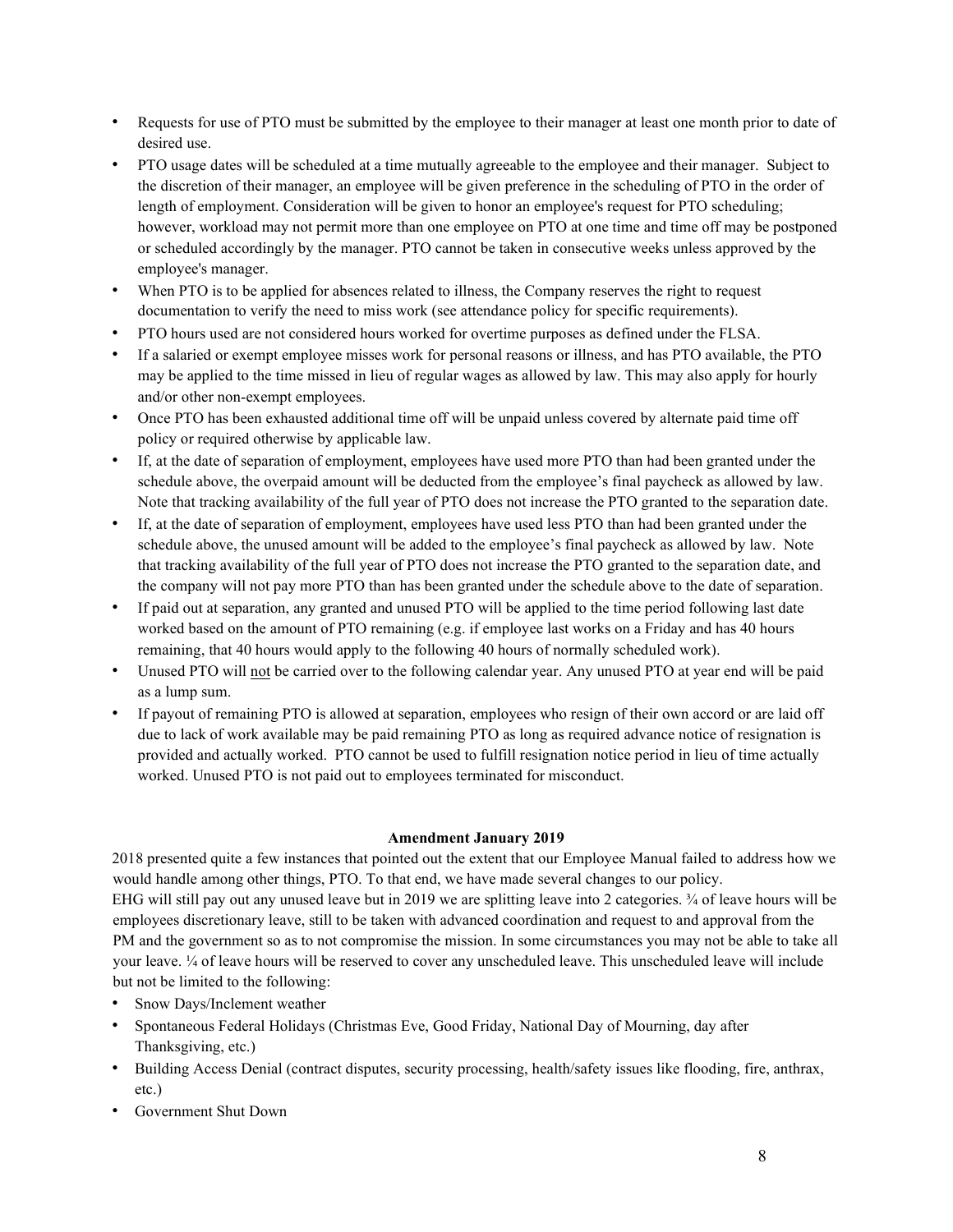- Requests for use of PTO must be submitted by the employee to their manager at least one month prior to date of desired use.
- PTO usage dates will be scheduled at a time mutually agreeable to the employee and their manager. Subject to the discretion of their manager, an employee will be given preference in the scheduling of PTO in the order of length of employment. Consideration will be given to honor an employee's request for PTO scheduling; however, workload may not permit more than one employee on PTO at one time and time off may be postponed or scheduled accordingly by the manager. PTO cannot be taken in consecutive weeks unless approved by the employee's manager.
- When PTO is to be applied for absences related to illness, the Company reserves the right to request documentation to verify the need to miss work (see attendance policy for specific requirements).
- PTO hours used are not considered hours worked for overtime purposes as defined under the FLSA.
- If a salaried or exempt employee misses work for personal reasons or illness, and has PTO available, the PTO may be applied to the time missed in lieu of regular wages as allowed by law. This may also apply for hourly and/or other non-exempt employees.
- Once PTO has been exhausted additional time off will be unpaid unless covered by alternate paid time off policy or required otherwise by applicable law.
- If, at the date of separation of employment, employees have used more PTO than had been granted under the schedule above, the overpaid amount will be deducted from the employee's final paycheck as allowed by law. Note that tracking availability of the full year of PTO does not increase the PTO granted to the separation date.
- If, at the date of separation of employment, employees have used less PTO than had been granted under the schedule above, the unused amount will be added to the employee's final paycheck as allowed by law. Note that tracking availability of the full year of PTO does not increase the PTO granted to the separation date, and the company will not pay more PTO than has been granted under the schedule above to the date of separation.
- If paid out at separation, any granted and unused PTO will be applied to the time period following last date worked based on the amount of PTO remaining (e.g. if employee last works on a Friday and has 40 hours remaining, that 40 hours would apply to the following 40 hours of normally scheduled work).
- Unused PTO will not be carried over to the following calendar year. Any unused PTO at year end will be paid as a lump sum.
- If payout of remaining PTO is allowed at separation, employees who resign of their own accord or are laid off due to lack of work available may be paid remaining PTO as long as required advance notice of resignation is provided and actually worked. PTO cannot be used to fulfill resignation notice period in lieu of time actually worked. Unused PTO is not paid out to employees terminated for misconduct.

**Amendment January 2019**

2018 presented quite a few instances that pointed out the extent that our Employee Manual failed to address how we would handle among other things, PTO. To that end, we have made several changes to our policy.
EHG will still pay out any unused leave but in 2019 we are splitting leave into 2 categories. ¾ of leave hours will be employees discretionary leave, still to be taken with advanced coordination and request to and approval from the PM and the government so as to not compromise the mission. In some circumstances you may not be able to take all your leave. ¼ of leave hours will be reserved to cover any unscheduled leave. This unscheduled leave will include but not be limited to the following:

- Snow Days/Inclement weather
- Spontaneous Federal Holidays (Christmas Eve, Good Friday, National Day of Mourning, day after Thanksgiving, etc.)
- Building Access Denial (contract disputes, security processing, health/safety issues like flooding, fire, anthrax, etc.)
- Government Shut Down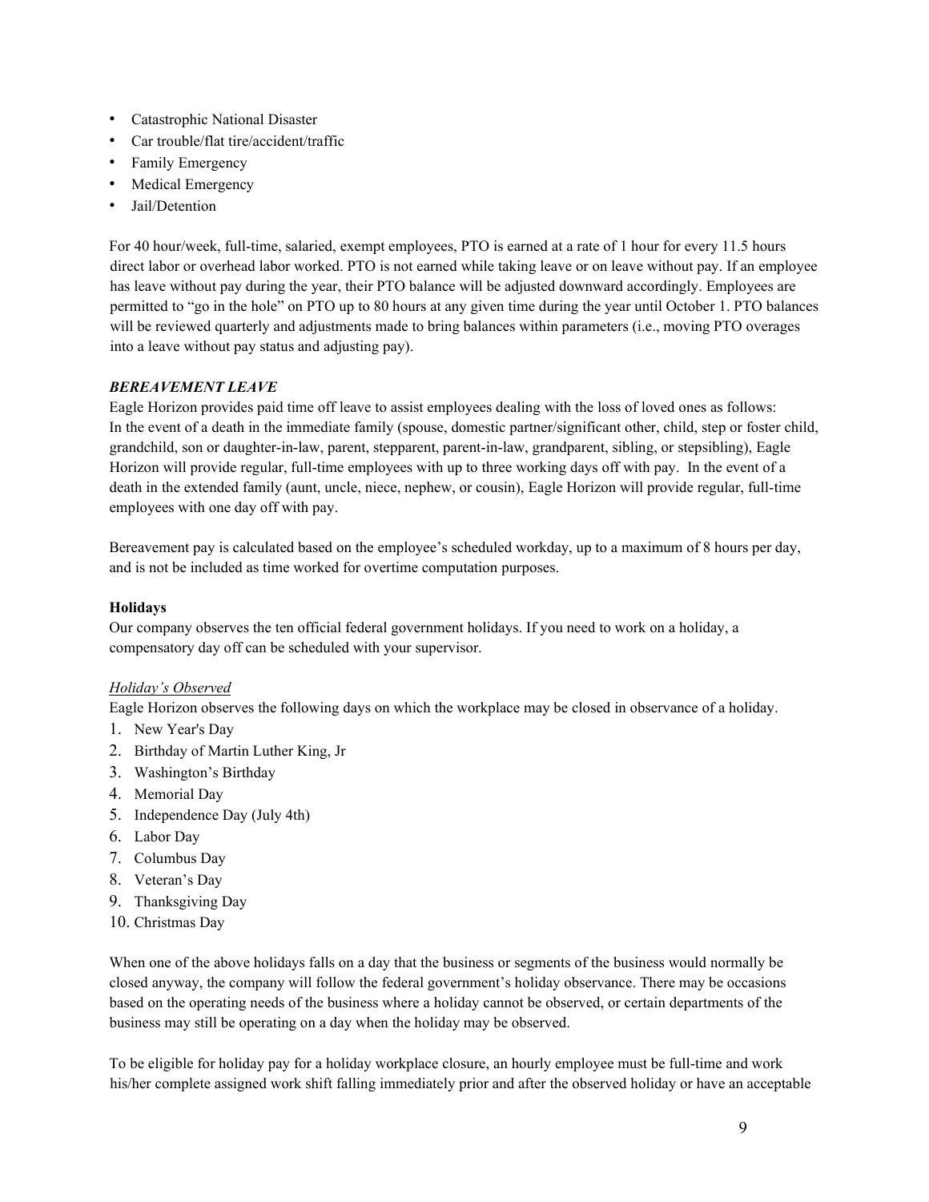- Catastrophic National Disaster
- Car trouble/flat tire/accident/traffic
- Family Emergency
- Medical Emergency
- Jail/Detention

For 40 hour/week, full-time, salaried, exempt employees, PTO is earned at a rate of 1 hour for every 11.5 hours direct labor or overhead labor worked. PTO is not earned while taking leave or on leave without pay. If an employee has leave without pay during the year, their PTO balance will be adjusted downward accordingly. Employees are permitted to "go in the hole" on PTO up to 80 hours at any given time during the year until October 1. PTO balances will be reviewed quarterly and adjustments made to bring balances within parameters (i.e., moving PTO overages into a leave without pay status and adjusting pay).

***BEREAVEMENT LEAVE***

Eagle Horizon provides paid time off leave to assist employees dealing with the loss of loved ones as follows: In the event of a death in the immediate family (spouse, domestic partner/significant other, child, step or foster child, grandchild, son or daughter-in-law, parent, stepparent, parent-in-law, grandparent, sibling, or stepsibling), Eagle Horizon will provide regular, full-time employees with up to three working days off with pay. In the event of a death in the extended family (aunt, uncle, niece, nephew, or cousin), Eagle Horizon will provide regular, full-time employees with one day off with pay.

Bereavement pay is calculated based on the employee's scheduled workday, up to a maximum of 8 hours per day, and is not be included as time worked for overtime computation purposes.

**Holidays**

Our company observes the ten official federal government holidays. If you need to work on a holiday, a compensatory day off can be scheduled with your supervisor.

*Holiday's Observed*

Eagle Horizon observes the following days on which the workplace may be closed in observance of a holiday.

1. New Year's Day
2. Birthday of Martin Luther King, Jr
3. Washington's Birthday
4. Memorial Day
5. Independence Day (July 4th)
6. Labor Day
7. Columbus Day
8. Veteran's Day
9. Thanksgiving Day
10. Christmas Day

When one of the above holidays falls on a day that the business or segments of the business would normally be closed anyway, the company will follow the federal government's holiday observance. There may be occasions based on the operating needs of the business where a holiday cannot be observed, or certain departments of the business may still be operating on a day when the holiday may be observed.

To be eligible for holiday pay for a holiday workplace closure, an hourly employee must be full-time and work his/her complete assigned work shift falling immediately prior and after the observed holiday or have an acceptable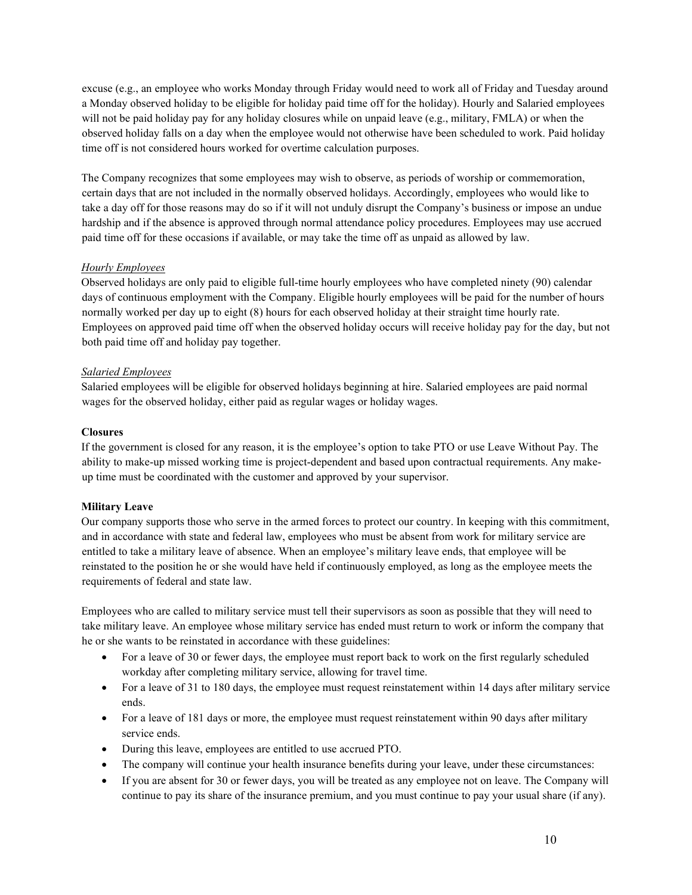excuse (e.g., an employee who works Monday through Friday would need to work all of Friday and Tuesday around a Monday observed holiday to be eligible for holiday paid time off for the holiday). Hourly and Salaried employees will not be paid holiday pay for any holiday closures while on unpaid leave (e.g., military, FMLA) or when the observed holiday falls on a day when the employee would not otherwise have been scheduled to work. Paid holiday time off is not considered hours worked for overtime calculation purposes.

The Company recognizes that some employees may wish to observe, as periods of worship or commemoration, certain days that are not included in the normally observed holidays. Accordingly, employees who would like to take a day off for those reasons may do so if it will not unduly disrupt the Company's business or impose an undue hardship and if the absence is approved through normal attendance policy procedures. Employees may use accrued paid time off for these occasions if available, or may take the time off as unpaid as allowed by law.

*Hourly Employees*

Observed holidays are only paid to eligible full-time hourly employees who have completed ninety (90) calendar days of continuous employment with the Company. Eligible hourly employees will be paid for the number of hours normally worked per day up to eight (8) hours for each observed holiday at their straight time hourly rate. Employees on approved paid time off when the observed holiday occurs will receive holiday pay for the day, but not both paid time off and holiday pay together.

*Salaried Employees*

Salaried employees will be eligible for observed holidays beginning at hire. Salaried employees are paid normal wages for the observed holiday, either paid as regular wages or holiday wages.

**Closures**

If the government is closed for any reason, it is the employee's option to take PTO or use Leave Without Pay. The ability to make-up missed working time is project-dependent and based upon contractual requirements. Any make-up time must be coordinated with the customer and approved by your supervisor.

**Military Leave**

Our company supports those who serve in the armed forces to protect our country. In keeping with this commitment, and in accordance with state and federal law, employees who must be absent from work for military service are entitled to take a military leave of absence. When an employee's military leave ends, that employee will be reinstated to the position he or she would have held if continuously employed, as long as the employee meets the requirements of federal and state law.

Employees who are called to military service must tell their supervisors as soon as possible that they will need to take military leave. An employee whose military service has ended must return to work or inform the company that he or she wants to be reinstated in accordance with these guidelines:

- For a leave of 30 or fewer days, the employee must report back to work on the first regularly scheduled workday after completing military service, allowing for travel time.
- For a leave of 31 to 180 days, the employee must request reinstatement within 14 days after military service ends.
- For a leave of 181 days or more, the employee must request reinstatement within 90 days after military service ends.
- During this leave, employees are entitled to use accrued PTO.
- The company will continue your health insurance benefits during your leave, under these circumstances:
- If you are absent for 30 or fewer days, you will be treated as any employee not on leave. The Company will continue to pay its share of the insurance premium, and you must continue to pay your usual share (if any).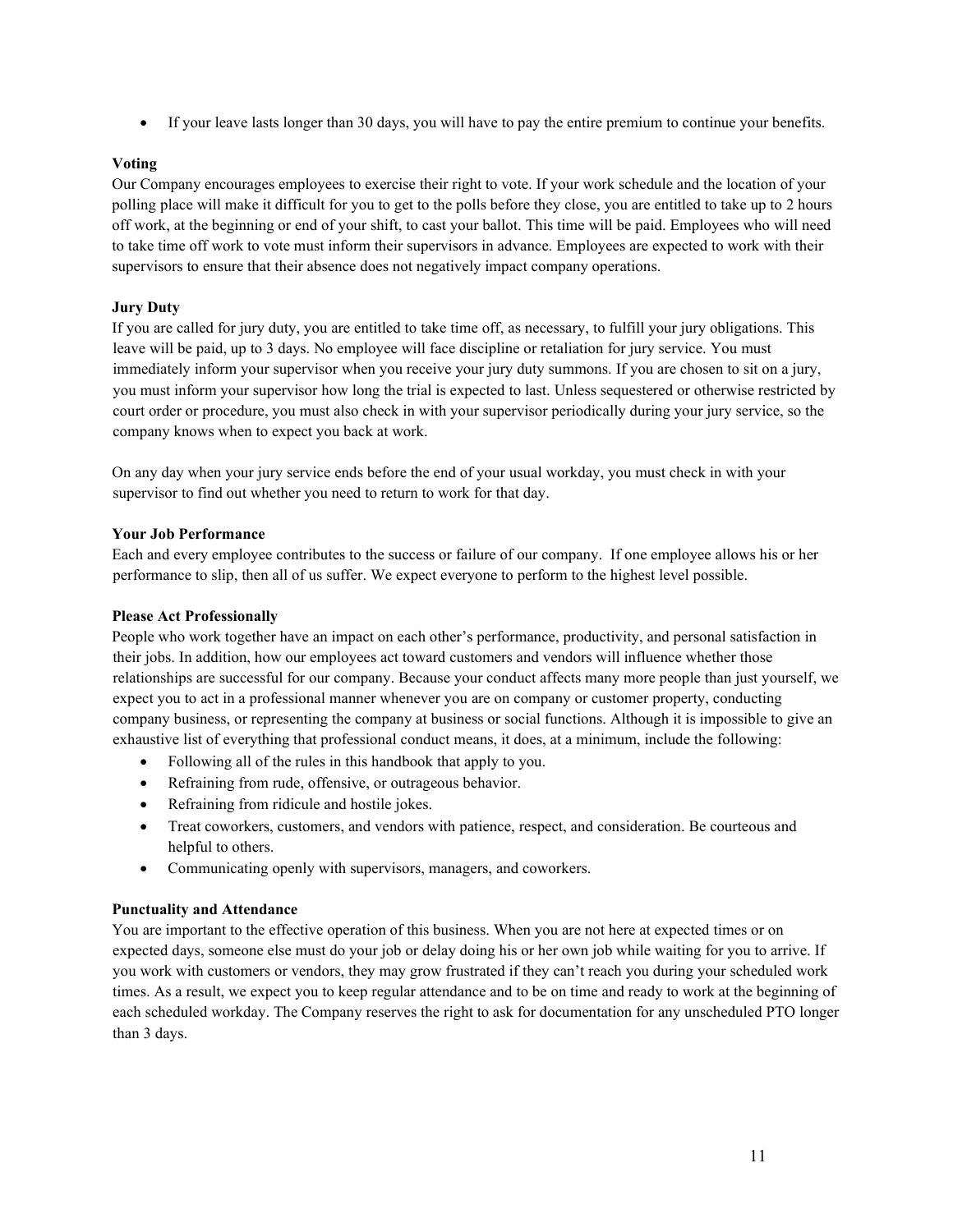- If your leave lasts longer than 30 days, you will have to pay the entire premium to continue your benefits.

**Voting**

Our Company encourages employees to exercise their right to vote. If your work schedule and the location of your polling place will make it difficult for you to get to the polls before they close, you are entitled to take up to 2 hours off work, at the beginning or end of your shift, to cast your ballot. This time will be paid. Employees who will need to take time off work to vote must inform their supervisors in advance. Employees are expected to work with their supervisors to ensure that their absence does not negatively impact company operations.

**Jury Duty**

If you are called for jury duty, you are entitled to take time off, as necessary, to fulfill your jury obligations. This leave will be paid, up to 3 days. No employee will face discipline or retaliation for jury service. You must immediately inform your supervisor when you receive your jury duty summons. If you are chosen to sit on a jury, you must inform your supervisor how long the trial is expected to last. Unless sequestered or otherwise restricted by court order or procedure, you must also check in with your supervisor periodically during your jury service, so the company knows when to expect you back at work.

On any day when your jury service ends before the end of your usual workday, you must check in with your supervisor to find out whether you need to return to work for that day.

**Your Job Performance**

Each and every employee contributes to the success or failure of our company. If one employee allows his or her performance to slip, then all of us suffer. We expect everyone to perform to the highest level possible.

**Please Act Professionally**

People who work together have an impact on each other's performance, productivity, and personal satisfaction in their jobs. In addition, how our employees act toward customers and vendors will influence whether those relationships are successful for our company. Because your conduct affects many more people than just yourself, we expect you to act in a professional manner whenever you are on company or customer property, conducting company business, or representing the company at business or social functions. Although it is impossible to give an exhaustive list of everything that professional conduct means, it does, at a minimum, include the following:

- Following all of the rules in this handbook that apply to you.
- Refraining from rude, offensive, or outrageous behavior.
- Refraining from ridicule and hostile jokes.
- Treat coworkers, customers, and vendors with patience, respect, and consideration. Be courteous and helpful to others.
- Communicating openly with supervisors, managers, and coworkers.

**Punctuality and Attendance**

You are important to the effective operation of this business. When you are not here at expected times or on expected days, someone else must do your job or delay doing his or her own job while waiting for you to arrive. If you work with customers or vendors, they may grow frustrated if they can't reach you during your scheduled work times. As a result, we expect you to keep regular attendance and to be on time and ready to work at the beginning of each scheduled workday. The Company reserves the right to ask for documentation for any unscheduled PTO longer than 3 days.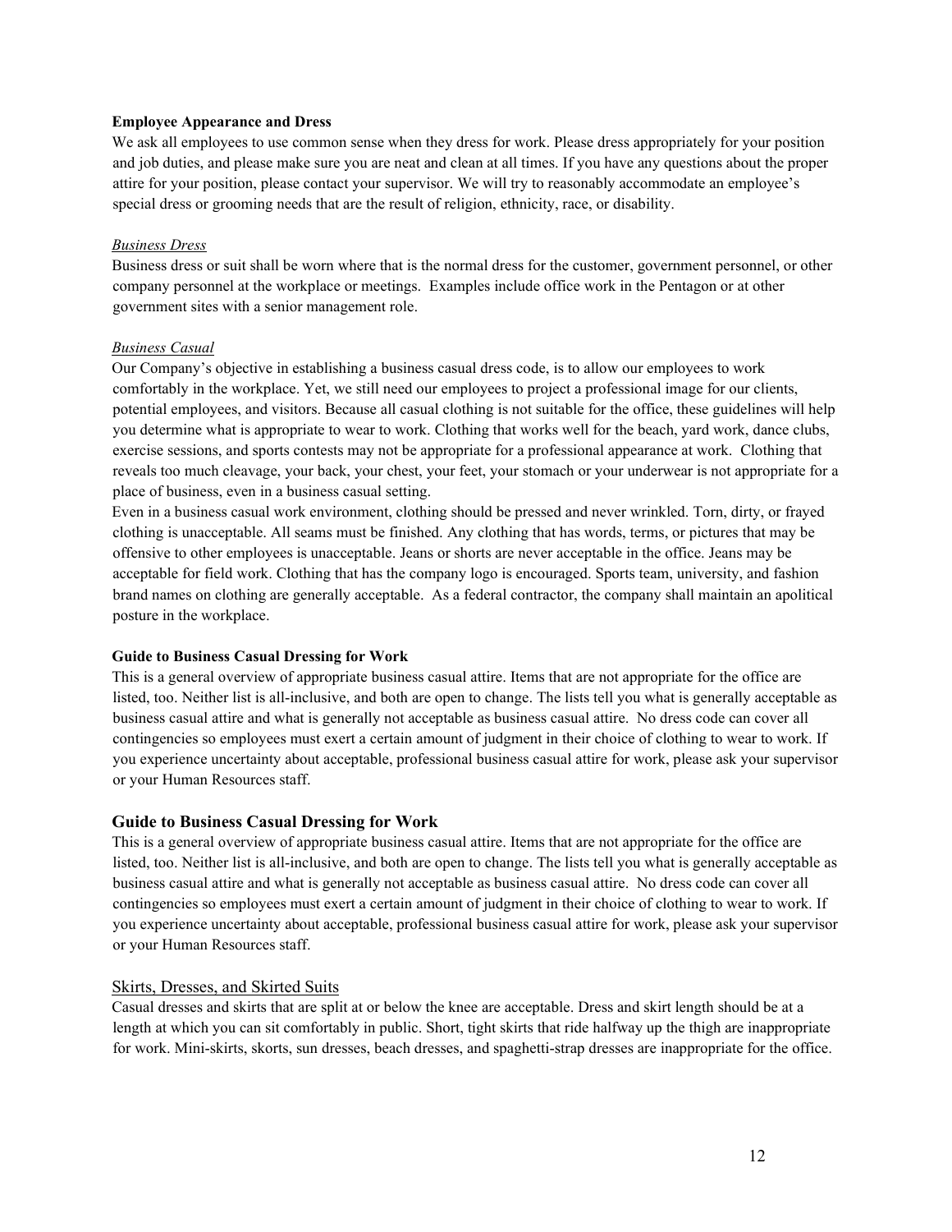**Employee Appearance and Dress**

We ask all employees to use common sense when they dress for work. Please dress appropriately for your position and job duties, and please make sure you are neat and clean at all times. If you have any questions about the proper attire for your position, please contact your supervisor. We will try to reasonably accommodate an employee's special dress or grooming needs that are the result of religion, ethnicity, race, or disability.

*Business Dress*

Business dress or suit shall be worn where that is the normal dress for the customer, government personnel, or other company personnel at the workplace or meetings. Examples include office work in the Pentagon or at other government sites with a senior management role.

*Business Casual*

Our Company's objective in establishing a business casual dress code, is to allow our employees to work comfortably in the workplace. Yet, we still need our employees to project a professional image for our clients, potential employees, and visitors. Because all casual clothing is not suitable for the office, these guidelines will help you determine what is appropriate to wear to work. Clothing that works well for the beach, yard work, dance clubs, exercise sessions, and sports contests may not be appropriate for a professional appearance at work. Clothing that reveals too much cleavage, your back, your chest, your feet, your stomach or your underwear is not appropriate for a place of business, even in a business casual setting.

Even in a business casual work environment, clothing should be pressed and never wrinkled. Torn, dirty, or frayed clothing is unacceptable. All seams must be finished. Any clothing that has words, terms, or pictures that may be offensive to other employees is unacceptable. Jeans or shorts are never acceptable in the office. Jeans may be acceptable for field work. Clothing that has the company logo is encouraged. Sports team, university, and fashion brand names on clothing are generally acceptable. As a federal contractor, the company shall maintain an apolitical posture in the workplace.

**Guide to Business Casual Dressing for Work**

This is a general overview of appropriate business casual attire. Items that are not appropriate for the office are listed, too. Neither list is all-inclusive, and both are open to change. The lists tell you what is generally acceptable as business casual attire and what is generally not acceptable as business casual attire. No dress code can cover all contingencies so employees must exert a certain amount of judgment in their choice of clothing to wear to work. If you experience uncertainty about acceptable, professional business casual attire for work, please ask your supervisor or your Human Resources staff.

### Guide to Business Casual Dressing for Work

This is a general overview of appropriate business casual attire. Items that are not appropriate for the office are listed, too. Neither list is all-inclusive, and both are open to change. The lists tell you what is generally acceptable as business casual attire and what is generally not acceptable as business casual attire. No dress code can cover all contingencies so employees must exert a certain amount of judgment in their choice of clothing to wear to work. If you experience uncertainty about acceptable, professional business casual attire for work, please ask your supervisor or your Human Resources staff.

#### Skirts, Dresses, and Skirted Suits

Casual dresses and skirts that are split at or below the knee are acceptable. Dress and skirt length should be at a length at which you can sit comfortably in public. Short, tight skirts that ride halfway up the thigh are inappropriate for work. Mini-skirts, skorts, sun dresses, beach dresses, and spaghetti-strap dresses are inappropriate for the office.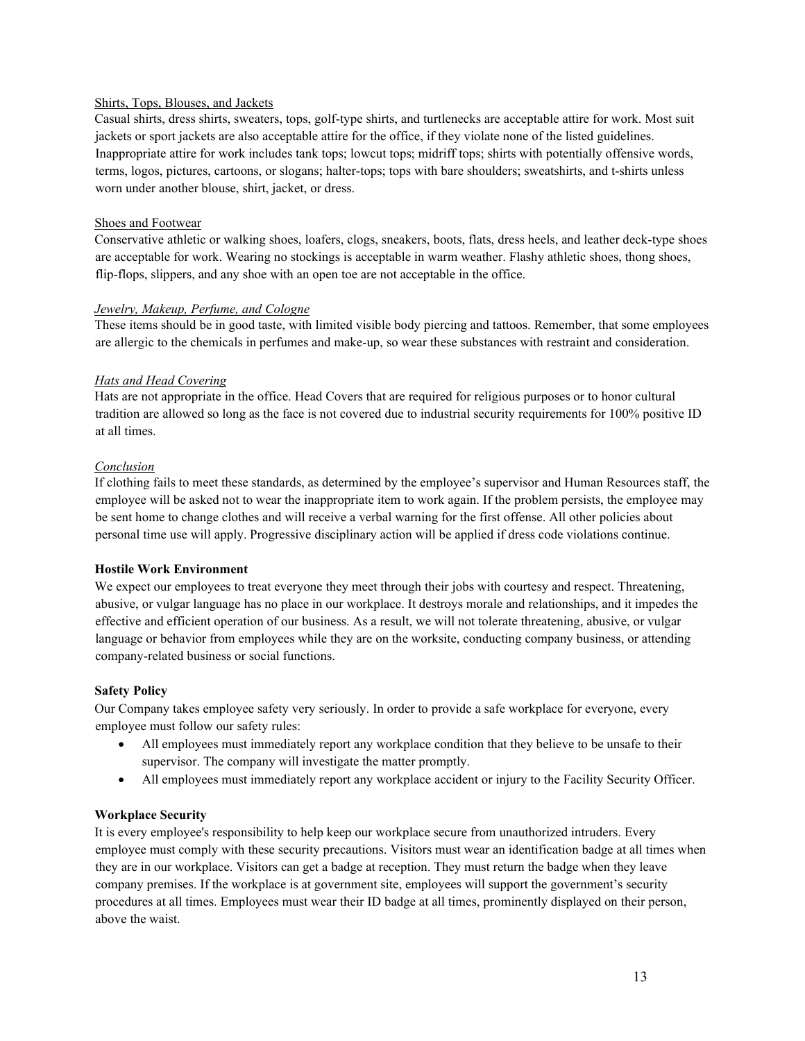<u>Shirts, Tops, Blouses, and Jackets</u>

Casual shirts, dress shirts, sweaters, tops, golf-type shirts, and turtlenecks are acceptable attire for work. Most suit jackets or sport jackets are also acceptable attire for the office, if they violate none of the listed guidelines. Inappropriate attire for work includes tank tops; lowcut tops; midriff tops; shirts with potentially offensive words, terms, logos, pictures, cartoons, or slogans; halter-tops; tops with bare shoulders; sweatshirts, and t-shirts unless worn under another blouse, shirt, jacket, or dress.

<u>Shoes and Footwear</u>

Conservative athletic or walking shoes, loafers, clogs, sneakers, boots, flats, dress heels, and leather deck-type shoes are acceptable for work. Wearing no stockings is acceptable in warm weather. Flashy athletic shoes, thong shoes, flip-flops, slippers, and any shoe with an open toe are not acceptable in the office.

*<u>Jewelry, Makeup, Perfume, and Cologne</u>*

These items should be in good taste, with limited visible body piercing and tattoos. Remember, that some employees are allergic to the chemicals in perfumes and make-up, so wear these substances with restraint and consideration.

*<u>Hats and Head Covering</u>*

Hats are not appropriate in the office. Head Covers that are required for religious purposes or to honor cultural tradition are allowed so long as the face is not covered due to industrial security requirements for 100% positive ID at all times.

*<u>Conclusion</u>*

If clothing fails to meet these standards, as determined by the employee's supervisor and Human Resources staff, the employee will be asked not to wear the inappropriate item to work again. If the problem persists, the employee may be sent home to change clothes and will receive a verbal warning for the first offense. All other policies about personal time use will apply. Progressive disciplinary action will be applied if dress code violations continue.

**Hostile Work Environment**

We expect our employees to treat everyone they meet through their jobs with courtesy and respect. Threatening, abusive, or vulgar language has no place in our workplace. It destroys morale and relationships, and it impedes the effective and efficient operation of our business. As a result, we will not tolerate threatening, abusive, or vulgar language or behavior from employees while they are on the worksite, conducting company business, or attending company-related business or social functions.

**Safety Policy**

Our Company takes employee safety very seriously. In order to provide a safe workplace for everyone, every employee must follow our safety rules:

- All employees must immediately report any workplace condition that they believe to be unsafe to their supervisor. The company will investigate the matter promptly.
- All employees must immediately report any workplace accident or injury to the Facility Security Officer.

**Workplace Security**

It is every employee's responsibility to help keep our workplace secure from unauthorized intruders. Every employee must comply with these security precautions. Visitors must wear an identification badge at all times when they are in our workplace. Visitors can get a badge at reception. They must return the badge when they leave company premises. If the workplace is at government site, employees will support the government's security procedures at all times. Employees must wear their ID badge at all times, prominently displayed on their person, above the waist.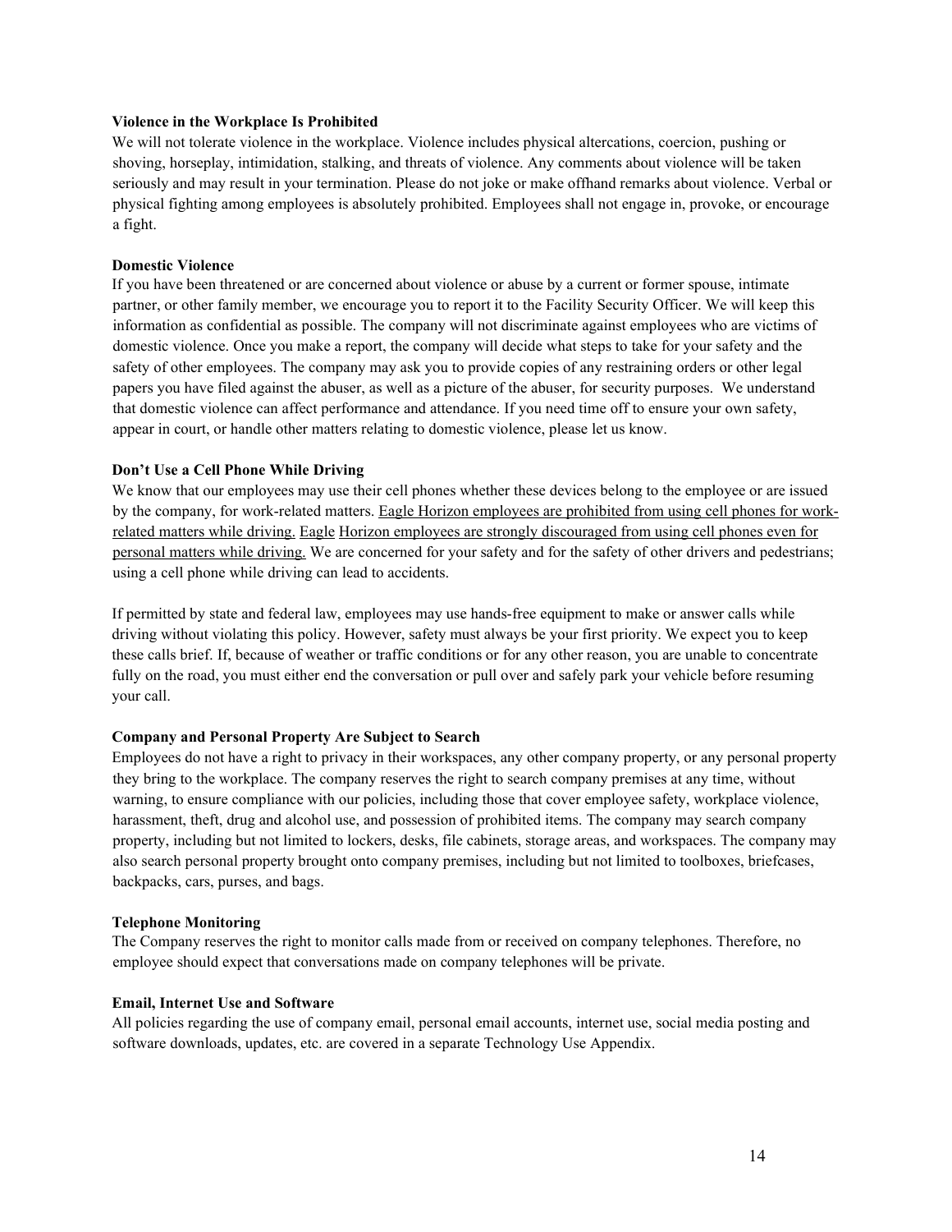**Violence in the Workplace Is Prohibited**

We will not tolerate violence in the workplace. Violence includes physical altercations, coercion, pushing or shoving, horseplay, intimidation, stalking, and threats of violence. Any comments about violence will be taken seriously and may result in your termination. Please do not joke or make offhand remarks about violence. Verbal or physical fighting among employees is absolutely prohibited. Employees shall not engage in, provoke, or encourage a fight.

**Domestic Violence**

If you have been threatened or are concerned about violence or abuse by a current or former spouse, intimate partner, or other family member, we encourage you to report it to the Facility Security Officer. We will keep this information as confidential as possible. The company will not discriminate against employees who are victims of domestic violence. Once you make a report, the company will decide what steps to take for your safety and the safety of other employees. The company may ask you to provide copies of any restraining orders or other legal papers you have filed against the abuser, as well as a picture of the abuser, for security purposes. We understand that domestic violence can affect performance and attendance. If you need time off to ensure your own safety, appear in court, or handle other matters relating to domestic violence, please let us know.

**Don't Use a Cell Phone While Driving**

We know that our employees may use their cell phones whether these devices belong to the employee or are issued by the company, for work-related matters. <u>Eagle Horizon employees are prohibited from using cell phones for work-related matters while driving. Eagle Horizon employees are strongly discouraged from using cell phones even for personal matters while driving.</u> We are concerned for your safety and for the safety of other drivers and pedestrians; using a cell phone while driving can lead to accidents.

If permitted by state and federal law, employees may use hands-free equipment to make or answer calls while driving without violating this policy. However, safety must always be your first priority. We expect you to keep these calls brief. If, because of weather or traffic conditions or for any other reason, you are unable to concentrate fully on the road, you must either end the conversation or pull over and safely park your vehicle before resuming your call.

**Company and Personal Property Are Subject to Search**

Employees do not have a right to privacy in their workspaces, any other company property, or any personal property they bring to the workplace. The company reserves the right to search company premises at any time, without warning, to ensure compliance with our policies, including those that cover employee safety, workplace violence, harassment, theft, drug and alcohol use, and possession of prohibited items. The company may search company property, including but not limited to lockers, desks, file cabinets, storage areas, and workspaces. The company may also search personal property brought onto company premises, including but not limited to toolboxes, briefcases, backpacks, cars, purses, and bags.

**Telephone Monitoring**

The Company reserves the right to monitor calls made from or received on company telephones. Therefore, no employee should expect that conversations made on company telephones will be private.

**Email, Internet Use and Software**

All policies regarding the use of company email, personal email accounts, internet use, social media posting and software downloads, updates, etc. are covered in a separate Technology Use Appendix.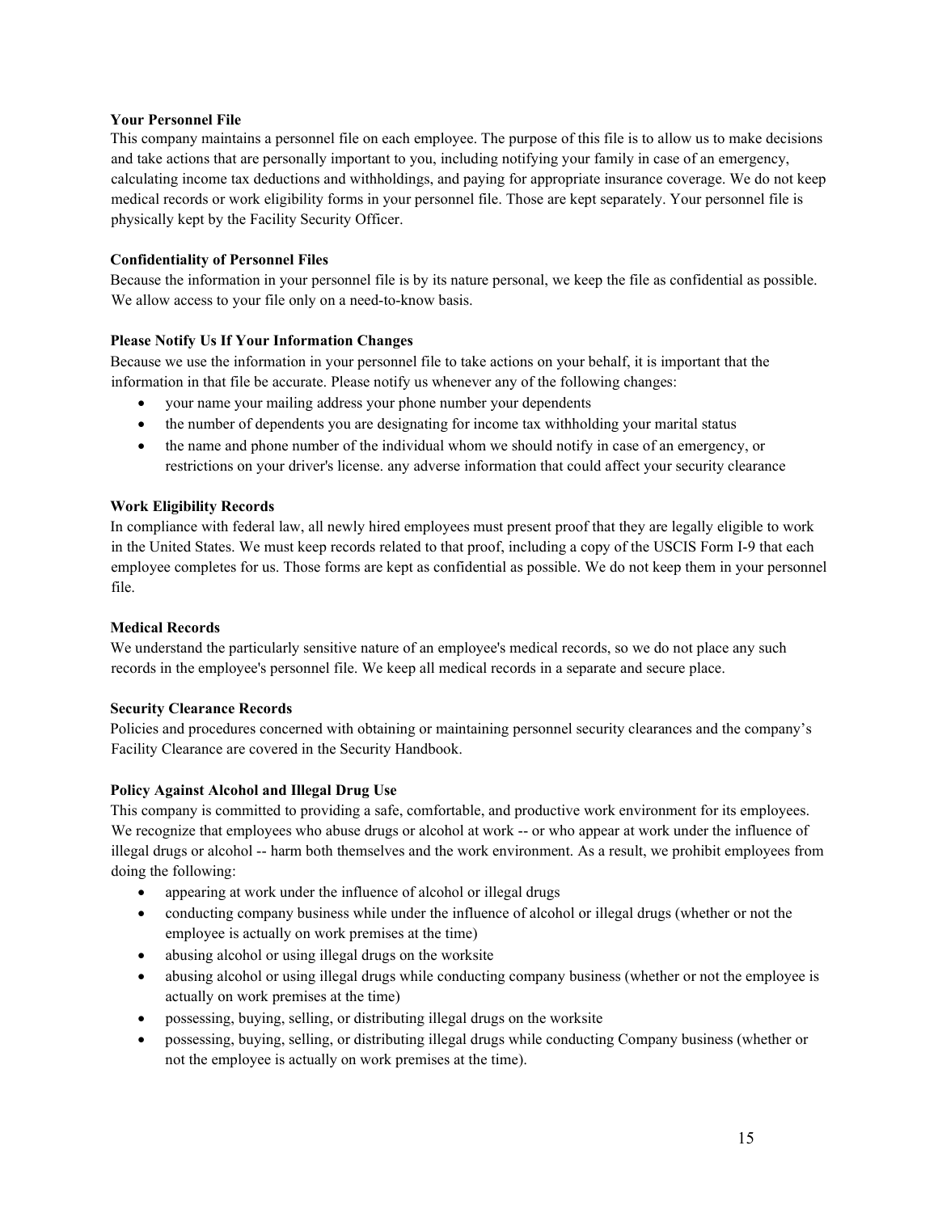**Your Personnel File**

This company maintains a personnel file on each employee. The purpose of this file is to allow us to make decisions and take actions that are personally important to you, including notifying your family in case of an emergency, calculating income tax deductions and withholdings, and paying for appropriate insurance coverage. We do not keep medical records or work eligibility forms in your personnel file. Those are kept separately. Your personnel file is physically kept by the Facility Security Officer.

**Confidentiality of Personnel Files**

Because the information in your personnel file is by its nature personal, we keep the file as confidential as possible. We allow access to your file only on a need-to-know basis.

**Please Notify Us If Your Information Changes**

Because we use the information in your personnel file to take actions on your behalf, it is important that the information in that file be accurate. Please notify us whenever any of the following changes:

- your name your mailing address your phone number your dependents
- the number of dependents you are designating for income tax withholding your marital status
- the name and phone number of the individual whom we should notify in case of an emergency, or restrictions on your driver's license. any adverse information that could affect your security clearance

**Work Eligibility Records**

In compliance with federal law, all newly hired employees must present proof that they are legally eligible to work in the United States. We must keep records related to that proof, including a copy of the USCIS Form I-9 that each employee completes for us. Those forms are kept as confidential as possible. We do not keep them in your personnel file.

**Medical Records**

We understand the particularly sensitive nature of an employee's medical records, so we do not place any such records in the employee's personnel file. We keep all medical records in a separate and secure place.

**Security Clearance Records**

Policies and procedures concerned with obtaining or maintaining personnel security clearances and the company's Facility Clearance are covered in the Security Handbook.

**Policy Against Alcohol and Illegal Drug Use**

This company is committed to providing a safe, comfortable, and productive work environment for its employees. We recognize that employees who abuse drugs or alcohol at work -- or who appear at work under the influence of illegal drugs or alcohol -- harm both themselves and the work environment. As a result, we prohibit employees from doing the following:

- appearing at work under the influence of alcohol or illegal drugs
- conducting company business while under the influence of alcohol or illegal drugs (whether or not the employee is actually on work premises at the time)
- abusing alcohol or using illegal drugs on the worksite
- abusing alcohol or using illegal drugs while conducting company business (whether or not the employee is actually on work premises at the time)
- possessing, buying, selling, or distributing illegal drugs on the worksite
- possessing, buying, selling, or distributing illegal drugs while conducting Company business (whether or not the employee is actually on work premises at the time).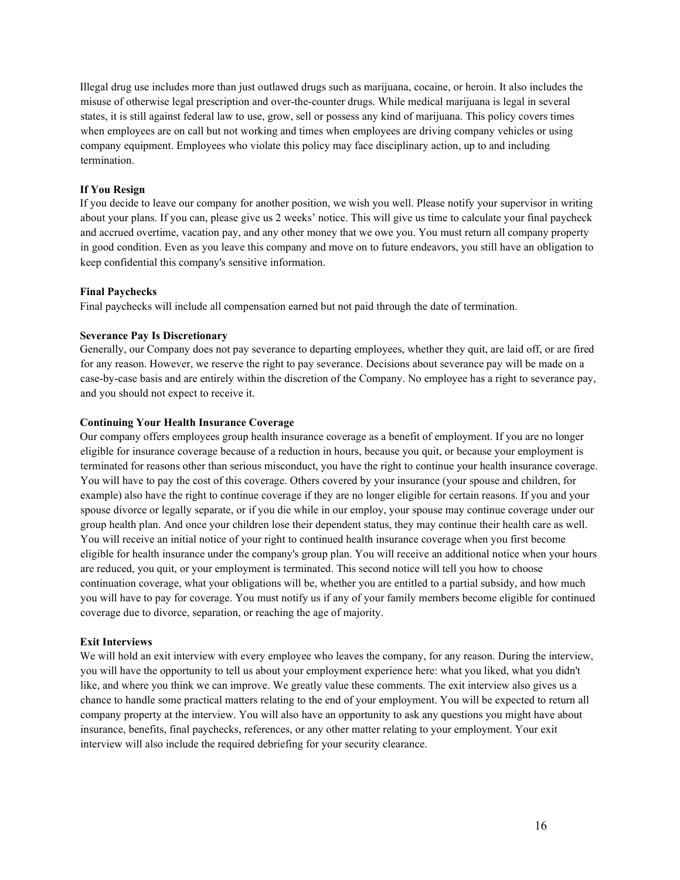Illegal drug use includes more than just outlawed drugs such as marijuana, cocaine, or heroin. It also includes the misuse of otherwise legal prescription and over-the-counter drugs. While medical marijuana is legal in several states, it is still against federal law to use, grow, sell or possess any kind of marijuana. This policy covers times when employees are on call but not working and times when employees are driving company vehicles or using company equipment. Employees who violate this policy may face disciplinary action, up to and including termination.

**If You Resign**

If you decide to leave our company for another position, we wish you well. Please notify your supervisor in writing about your plans. If you can, please give us 2 weeks' notice. This will give us time to calculate your final paycheck and accrued overtime, vacation pay, and any other money that we owe you. You must return all company property in good condition. Even as you leave this company and move on to future endeavors, you still have an obligation to keep confidential this company's sensitive information.

**Final Paychecks**

Final paychecks will include all compensation earned but not paid through the date of termination.

**Severance Pay Is Discretionary**

Generally, our Company does not pay severance to departing employees, whether they quit, are laid off, or are fired for any reason. However, we reserve the right to pay severance. Decisions about severance pay will be made on a case-by-case basis and are entirely within the discretion of the Company. No employee has a right to severance pay, and you should not expect to receive it.

**Continuing Your Health Insurance Coverage**

Our company offers employees group health insurance coverage as a benefit of employment. If you are no longer eligible for insurance coverage because of a reduction in hours, because you quit, or because your employment is terminated for reasons other than serious misconduct, you have the right to continue your health insurance coverage. You will have to pay the cost of this coverage. Others covered by your insurance (your spouse and children, for example) also have the right to continue coverage if they are no longer eligible for certain reasons. If you and your spouse divorce or legally separate, or if you die while in our employ, your spouse may continue coverage under our group health plan. And once your children lose their dependent status, they may continue their health care as well. You will receive an initial notice of your right to continued health insurance coverage when you first become eligible for health insurance under the company's group plan. You will receive an additional notice when your hours are reduced, you quit, or your employment is terminated. This second notice will tell you how to choose continuation coverage, what your obligations will be, whether you are entitled to a partial subsidy, and how much you will have to pay for coverage. You must notify us if any of your family members become eligible for continued coverage due to divorce, separation, or reaching the age of majority.

**Exit Interviews**

We will hold an exit interview with every employee who leaves the company, for any reason. During the interview, you will have the opportunity to tell us about your employment experience here: what you liked, what you didn't like, and where you think we can improve. We greatly value these comments. The exit interview also gives us a chance to handle some practical matters relating to the end of your employment. You will be expected to return all company property at the interview. You will also have an opportunity to ask any questions you might have about insurance, benefits, final paychecks, references, or any other matter relating to your employment. Your exit interview will also include the required debriefing for your security clearance.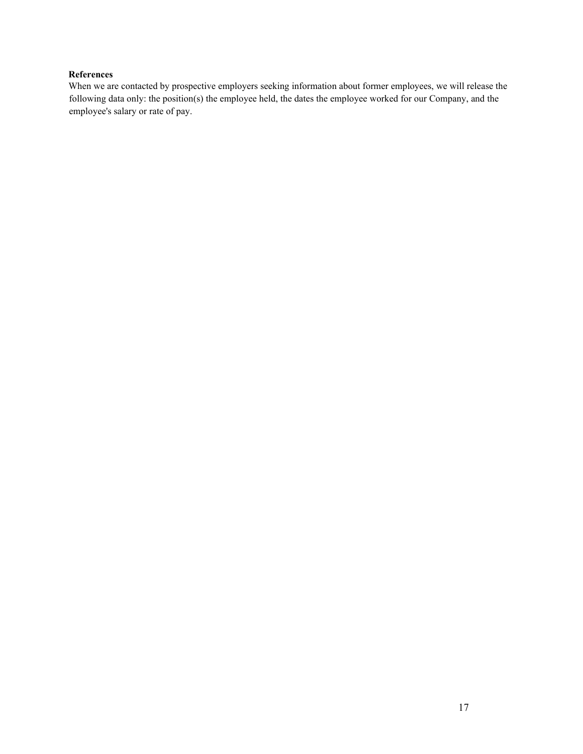**References**

When we are contacted by prospective employers seeking information about former employees, we will release the following data only: the position(s) the employee held, the dates the employee worked for our Company, and the employee's salary or rate of pay.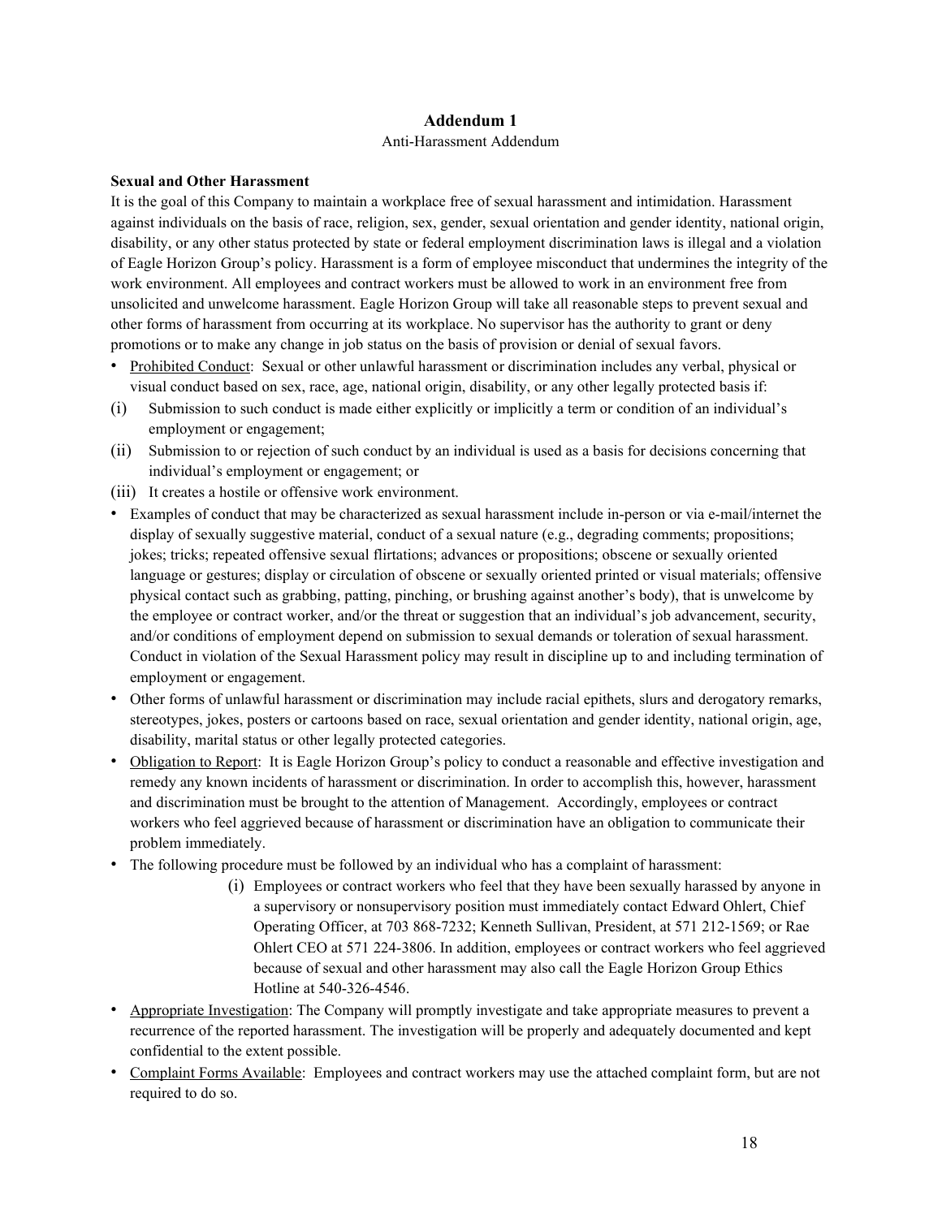## Addendum 1

Anti-Harassment Addendum

**Sexual and Other Harassment**

It is the goal of this Company to maintain a workplace free of sexual harassment and intimidation. Harassment against individuals on the basis of race, religion, sex, gender, sexual orientation and gender identity, national origin, disability, or any other status protected by state or federal employment discrimination laws is illegal and a violation of Eagle Horizon Group's policy. Harassment is a form of employee misconduct that undermines the integrity of the work environment. All employees and contract workers must be allowed to work in an environment free from unsolicited and unwelcome harassment. Eagle Horizon Group will take all reasonable steps to prevent sexual and other forms of harassment from occurring at its workplace. No supervisor has the authority to grant or deny promotions or to make any change in job status on the basis of provision or denial of sexual favors.

- Prohibited Conduct: Sexual or other unlawful harassment or discrimination includes any verbal, physical or visual conduct based on sex, race, age, national origin, disability, or any other legally protected basis if:

(i) Submission to such conduct is made either explicitly or implicitly a term or condition of an individual's employment or engagement;

(ii) Submission to or rejection of such conduct by an individual is used as a basis for decisions concerning that individual's employment or engagement; or

(iii) It creates a hostile or offensive work environment.

- Examples of conduct that may be characterized as sexual harassment include in-person or via e-mail/internet the display of sexually suggestive material, conduct of a sexual nature (e.g., degrading comments; propositions; jokes; tricks; repeated offensive sexual flirtations; advances or propositions; obscene or sexually oriented language or gestures; display or circulation of obscene or sexually oriented printed or visual materials; offensive physical contact such as grabbing, patting, pinching, or brushing against another's body), that is unwelcome by the employee or contract worker, and/or the threat or suggestion that an individual's job advancement, security, and/or conditions of employment depend on submission to sexual demands or toleration of sexual harassment. Conduct in violation of the Sexual Harassment policy may result in discipline up to and including termination of employment or engagement.
- Other forms of unlawful harassment or discrimination may include racial epithets, slurs and derogatory remarks, stereotypes, jokes, posters or cartoons based on race, sexual orientation and gender identity, national origin, age, disability, marital status or other legally protected categories.
- Obligation to Report: It is Eagle Horizon Group's policy to conduct a reasonable and effective investigation and remedy any known incidents of harassment or discrimination. In order to accomplish this, however, harassment and discrimination must be brought to the attention of Management. Accordingly, employees or contract workers who feel aggrieved because of harassment or discrimination have an obligation to communicate their problem immediately.
- The following procedure must be followed by an individual who has a complaint of harassment:
    (i) Employees or contract workers who feel that they have been sexually harassed by anyone in a supervisory or nonsupervisory position must immediately contact Edward Ohlert, Chief Operating Officer, at 703 868-7232; Kenneth Sullivan, President, at 571 212-1569; or Rae Ohlert CEO at 571 224-3806. In addition, employees or contract workers who feel aggrieved because of sexual and other harassment may also call the Eagle Horizon Group Ethics Hotline at 540-326-4546.
- Appropriate Investigation: The Company will promptly investigate and take appropriate measures to prevent a recurrence of the reported harassment. The investigation will be properly and adequately documented and kept confidential to the extent possible.
- Complaint Forms Available: Employees and contract workers may use the attached complaint form, but are not required to do so.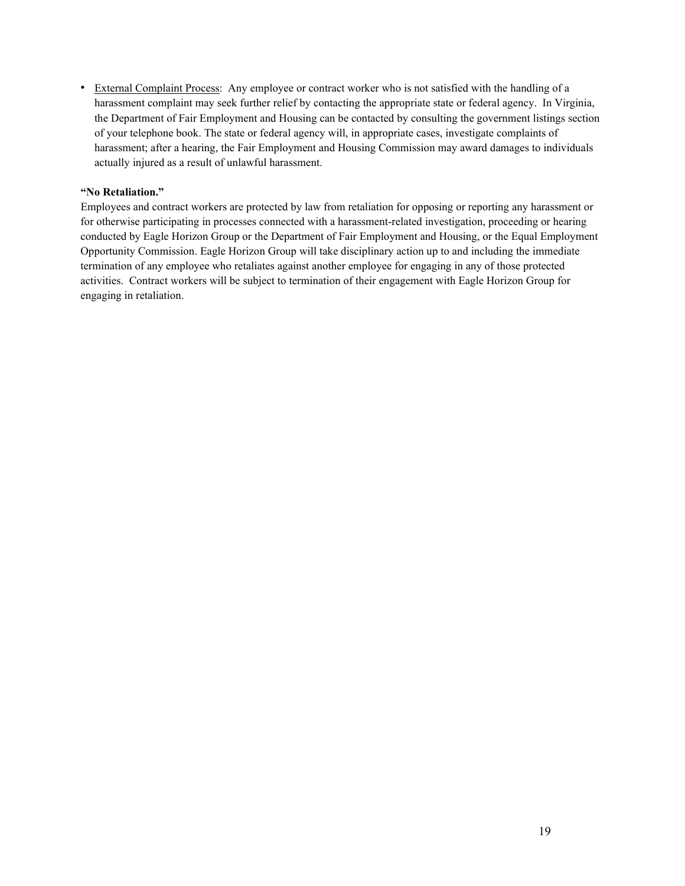- <u>External Complaint Process</u>: Any employee or contract worker who is not satisfied with the handling of a harassment complaint may seek further relief by contacting the appropriate state or federal agency. In Virginia, the Department of Fair Employment and Housing can be contacted by consulting the government listings section of your telephone book. The state or federal agency will, in appropriate cases, investigate complaints of harassment; after a hearing, the Fair Employment and Housing Commission may award damages to individuals actually injured as a result of unlawful harassment.

**"No Retaliation."**

Employees and contract workers are protected by law from retaliation for opposing or reporting any harassment or for otherwise participating in processes connected with a harassment-related investigation, proceeding or hearing conducted by Eagle Horizon Group or the Department of Fair Employment and Housing, or the Equal Employment Opportunity Commission. Eagle Horizon Group will take disciplinary action up to and including the immediate termination of any employee who retaliates against another employee for engaging in any of those protected activities. Contract workers will be subject to termination of their engagement with Eagle Horizon Group for engaging in retaliation.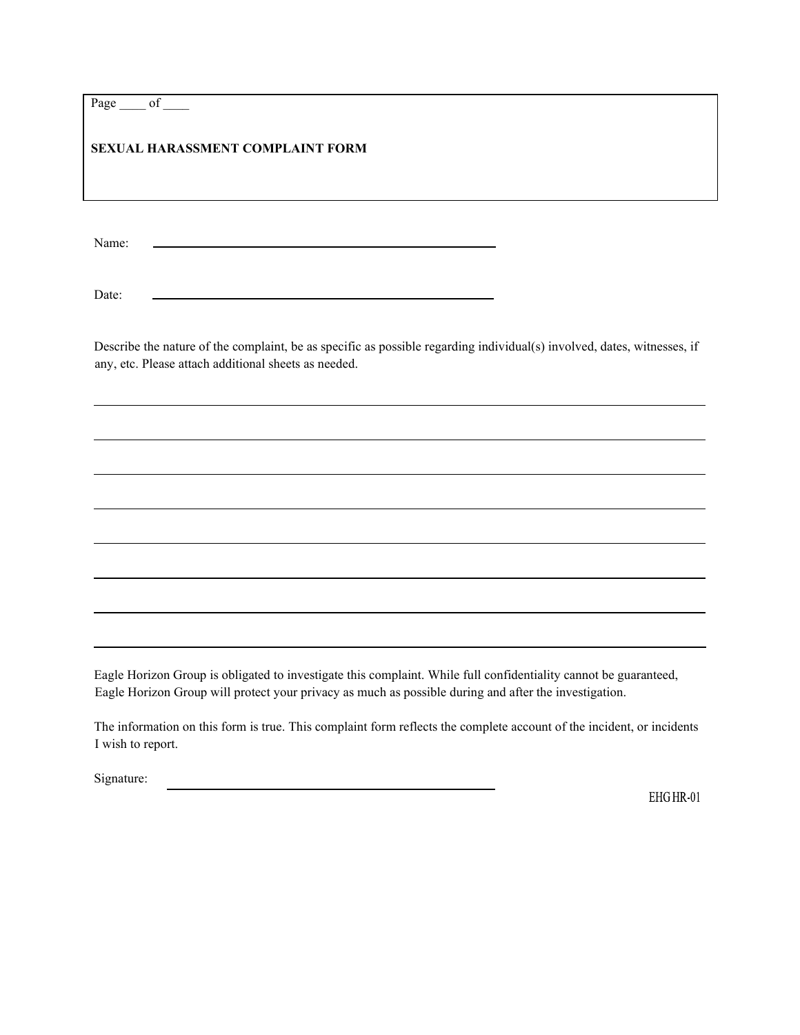Page ____ of ____

**SEXUAL HARASSMENT COMPLAINT FORM**

Name: ______________________________________________

Date: ______________________________________________

Describe the nature of the complaint, be as specific as possible regarding individual(s) involved, dates, witnesses, if any, etc. Please attach additional sheets as needed.

______________________________________________________________________________

______________________________________________________________________________

______________________________________________________________________________

______________________________________________________________________________

______________________________________________________________________________

______________________________________________________________________________

______________________________________________________________________________

______________________________________________________________________________

Eagle Horizon Group is obligated to investigate this complaint. While full confidentiality cannot be guaranteed, Eagle Horizon Group will protect your privacy as much as possible during and after the investigation.

The information on this form is true. This complaint form reflects the complete account of the incident, or incidents I wish to report.

Signature: ______________________________________________

EHG HR-01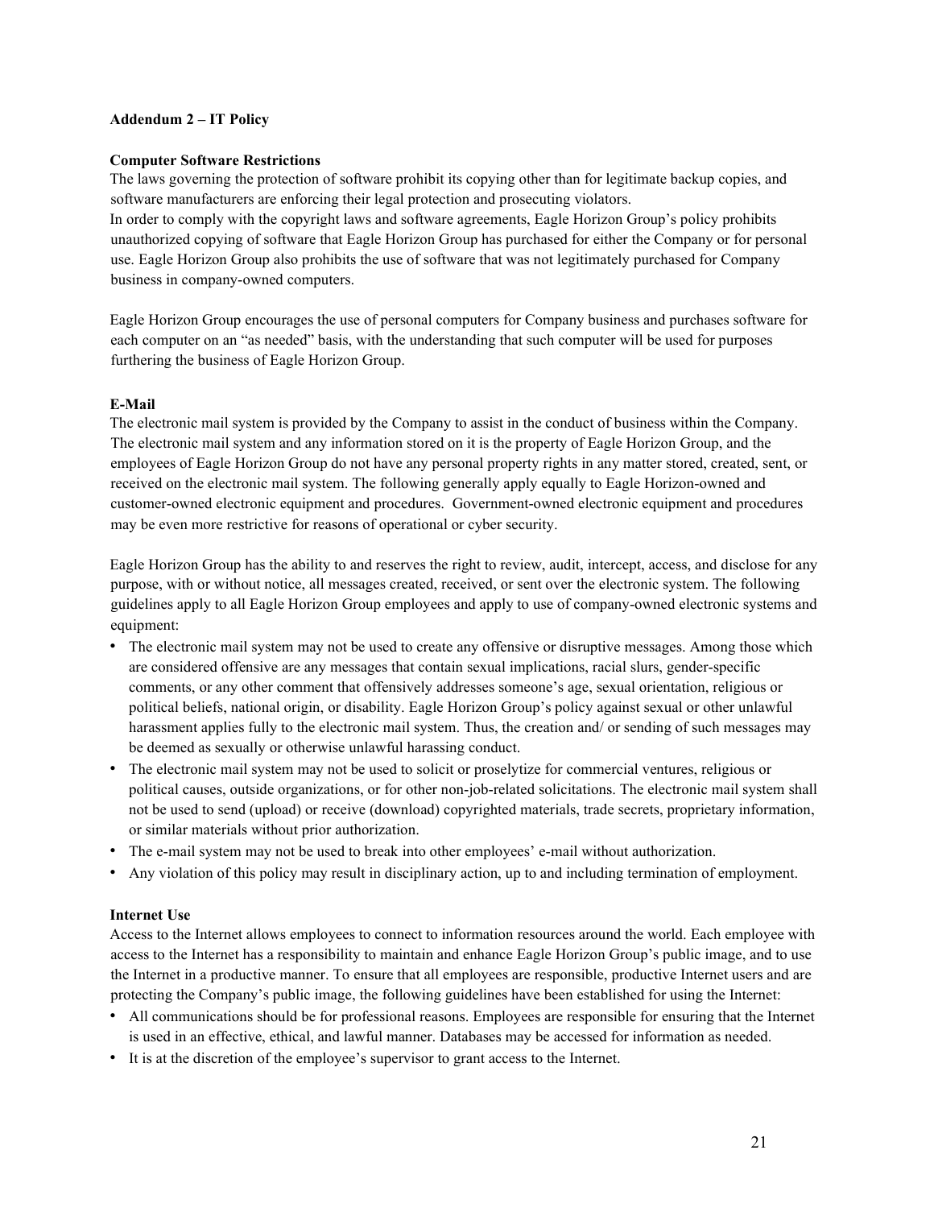## Addendum 2 – IT Policy

### Computer Software Restrictions

The laws governing the protection of software prohibit its copying other than for legitimate backup copies, and software manufacturers are enforcing their legal protection and prosecuting violators.
In order to comply with the copyright laws and software agreements, Eagle Horizon Group's policy prohibits unauthorized copying of software that Eagle Horizon Group has purchased for either the Company or for personal use. Eagle Horizon Group also prohibits the use of software that was not legitimately purchased for Company business in company-owned computers.

Eagle Horizon Group encourages the use of personal computers for Company business and purchases software for each computer on an "as needed" basis, with the understanding that such computer will be used for purposes furthering the business of Eagle Horizon Group.

### E-Mail

The electronic mail system is provided by the Company to assist in the conduct of business within the Company. The electronic mail system and any information stored on it is the property of Eagle Horizon Group, and the employees of Eagle Horizon Group do not have any personal property rights in any matter stored, created, sent, or received on the electronic mail system. The following generally apply equally to Eagle Horizon-owned and customer-owned electronic equipment and procedures. Government-owned electronic equipment and procedures may be even more restrictive for reasons of operational or cyber security.

Eagle Horizon Group has the ability to and reserves the right to review, audit, intercept, access, and disclose for any purpose, with or without notice, all messages created, received, or sent over the electronic system. The following guidelines apply to all Eagle Horizon Group employees and apply to use of company-owned electronic systems and equipment:

- The electronic mail system may not be used to create any offensive or disruptive messages. Among those which are considered offensive are any messages that contain sexual implications, racial slurs, gender-specific comments, or any other comment that offensively addresses someone's age, sexual orientation, religious or political beliefs, national origin, or disability. Eagle Horizon Group's policy against sexual or other unlawful harassment applies fully to the electronic mail system. Thus, the creation and/ or sending of such messages may be deemed as sexually or otherwise unlawful harassing conduct.
- The electronic mail system may not be used to solicit or proselytize for commercial ventures, religious or political causes, outside organizations, or for other non-job-related solicitations. The electronic mail system shall not be used to send (upload) or receive (download) copyrighted materials, trade secrets, proprietary information, or similar materials without prior authorization.
- The e-mail system may not be used to break into other employees' e-mail without authorization.
- Any violation of this policy may result in disciplinary action, up to and including termination of employment.

### Internet Use

Access to the Internet allows employees to connect to information resources around the world. Each employee with access to the Internet has a responsibility to maintain and enhance Eagle Horizon Group's public image, and to use the Internet in a productive manner. To ensure that all employees are responsible, productive Internet users and are protecting the Company's public image, the following guidelines have been established for using the Internet:

- All communications should be for professional reasons. Employees are responsible for ensuring that the Internet is used in an effective, ethical, and lawful manner. Databases may be accessed for information as needed.
- It is at the discretion of the employee's supervisor to grant access to the Internet.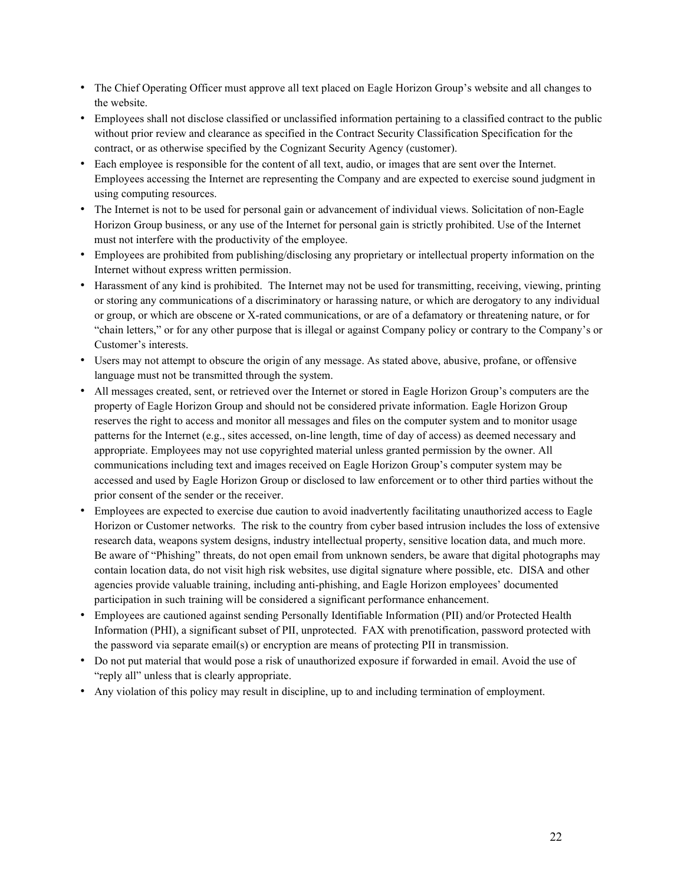- The Chief Operating Officer must approve all text placed on Eagle Horizon Group's website and all changes to the website.
- Employees shall not disclose classified or unclassified information pertaining to a classified contract to the public without prior review and clearance as specified in the Contract Security Classification Specification for the contract, or as otherwise specified by the Cognizant Security Agency (customer).
- Each employee is responsible for the content of all text, audio, or images that are sent over the Internet. Employees accessing the Internet are representing the Company and are expected to exercise sound judgment in using computing resources.
- The Internet is not to be used for personal gain or advancement of individual views. Solicitation of non-Eagle Horizon Group business, or any use of the Internet for personal gain is strictly prohibited. Use of the Internet must not interfere with the productivity of the employee.
- Employees are prohibited from publishing/disclosing any proprietary or intellectual property information on the Internet without express written permission.
- Harassment of any kind is prohibited. The Internet may not be used for transmitting, receiving, viewing, printing or storing any communications of a discriminatory or harassing nature, or which are derogatory to any individual or group, or which are obscene or X-rated communications, or are of a defamatory or threatening nature, or for "chain letters," or for any other purpose that is illegal or against Company policy or contrary to the Company's or Customer's interests.
- Users may not attempt to obscure the origin of any message. As stated above, abusive, profane, or offensive language must not be transmitted through the system.
- All messages created, sent, or retrieved over the Internet or stored in Eagle Horizon Group's computers are the property of Eagle Horizon Group and should not be considered private information. Eagle Horizon Group reserves the right to access and monitor all messages and files on the computer system and to monitor usage patterns for the Internet (e.g., sites accessed, on-line length, time of day of access) as deemed necessary and appropriate. Employees may not use copyrighted material unless granted permission by the owner. All communications including text and images received on Eagle Horizon Group's computer system may be accessed and used by Eagle Horizon Group or disclosed to law enforcement or to other third parties without the prior consent of the sender or the receiver.
- Employees are expected to exercise due caution to avoid inadvertently facilitating unauthorized access to Eagle Horizon or Customer networks. The risk to the country from cyber based intrusion includes the loss of extensive research data, weapons system designs, industry intellectual property, sensitive location data, and much more. Be aware of "Phishing" threats, do not open email from unknown senders, be aware that digital photographs may contain location data, do not visit high risk websites, use digital signature where possible, etc. DISA and other agencies provide valuable training, including anti-phishing, and Eagle Horizon employees' documented participation in such training will be considered a significant performance enhancement.
- Employees are cautioned against sending Personally Identifiable Information (PII) and/or Protected Health Information (PHI), a significant subset of PII, unprotected. FAX with prenotification, password protected with the password via separate email(s) or encryption are means of protecting PII in transmission.
- Do not put material that would pose a risk of unauthorized exposure if forwarded in email. Avoid the use of "reply all" unless that is clearly appropriate.
- Any violation of this policy may result in discipline, up to and including termination of employment.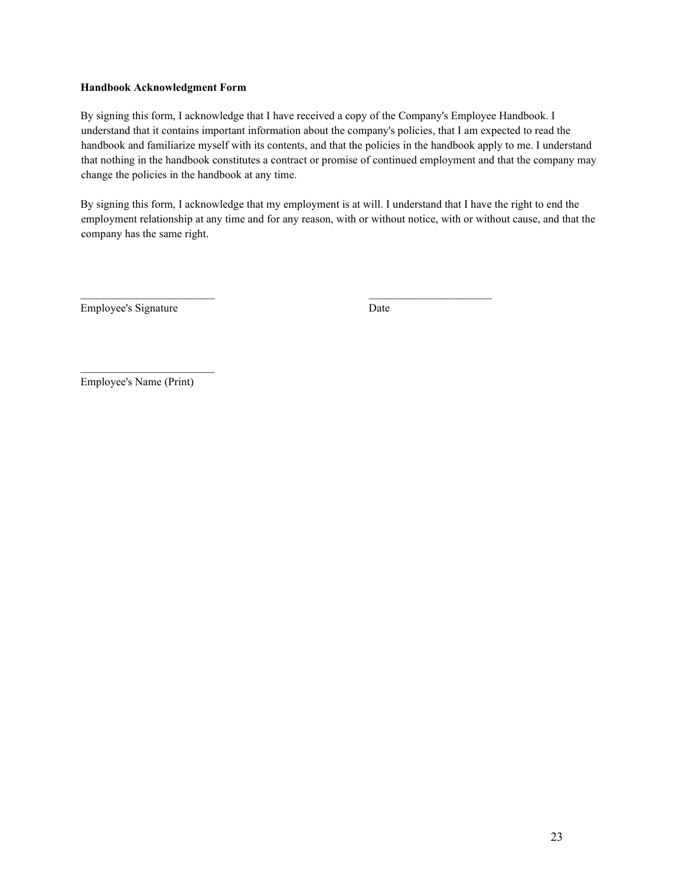**Handbook Acknowledgment Form**

By signing this form, I acknowledge that I have received a copy of the Company's Employee Handbook. I understand that it contains important information about the company's policies, that I am expected to read the handbook and familiarize myself with its contents, and that the policies in the handbook apply to me. I understand that nothing in the handbook constitutes a contract or promise of continued employment and that the company may change the policies in the handbook at any time.

By signing this form, I acknowledge that my employment is at will. I understand that I have the right to end the employment relationship at any time and for any reason, with or without notice, with or without cause, and that the company has the same right.

\_\_\_\_\_\_\_\_\_\_\_\_\_\_\_\_\_\_\_\_\_\_\_\_\_
Employee's Signature

\_\_\_\_\_\_\_\_\_\_\_\_\_\_\_\_\_\_\_\_\_\_\_
Date

\_\_\_\_\_\_\_\_\_\_\_\_\_\_\_\_\_\_\_\_\_\_\_\_\_
Employee's Name (Print)